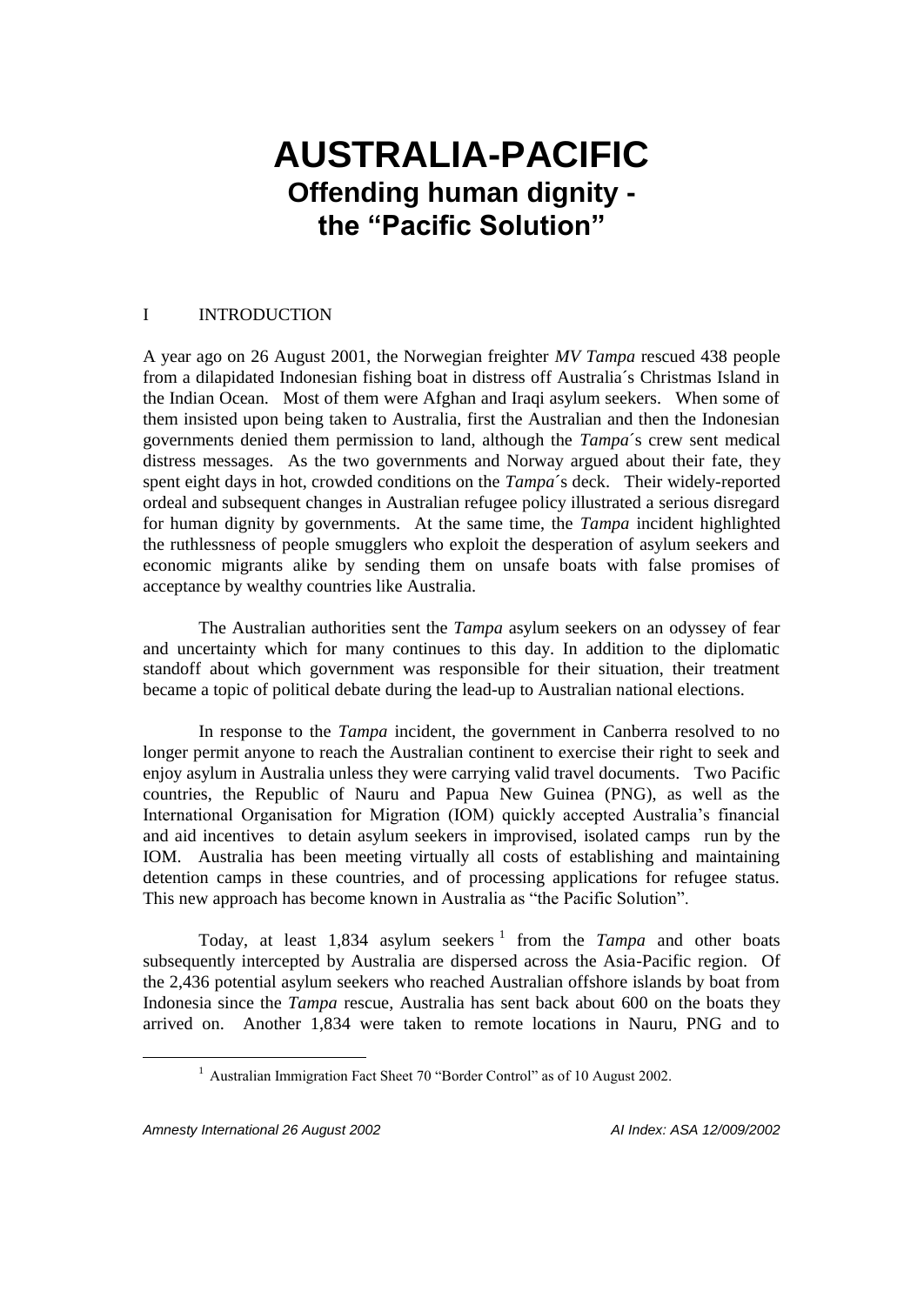# AUSTRALIA-PACIFIC
## Offending human dignity - the "Pacific Solution"

### I INTRODUCTION

A year ago on 26 August 2001, the Norwegian freighter *MV Tampa* rescued 438 people from a dilapidated Indonesian fishing boat in distress off Australia´s Christmas Island in the Indian Ocean. Most of them were Afghan and Iraqi asylum seekers. When some of them insisted upon being taken to Australia, first the Australian and then the Indonesian governments denied them permission to land, although the *Tampa*´s crew sent medical distress messages. As the two governments and Norway argued about their fate, they spent eight days in hot, crowded conditions on the *Tampa*´s deck. Their widely-reported ordeal and subsequent changes in Australian refugee policy illustrated a serious disregard for human dignity by governments. At the same time, the *Tampa* incident highlighted the ruthlessness of people smugglers who exploit the desperation of asylum seekers and economic migrants alike by sending them on unsafe boats with false promises of acceptance by wealthy countries like Australia.

The Australian authorities sent the *Tampa* asylum seekers on an odyssey of fear and uncertainty which for many continues to this day. In addition to the diplomatic standoff about which government was responsible for their situation, their treatment became a topic of political debate during the lead-up to Australian national elections.

In response to the *Tampa* incident, the government in Canberra resolved to no longer permit anyone to reach the Australian continent to exercise their right to seek and enjoy asylum in Australia unless they were carrying valid travel documents. Two Pacific countries, the Republic of Nauru and Papua New Guinea (PNG), as well as the International Organisation for Migration (IOM) quickly accepted Australia's financial and aid incentives to detain asylum seekers in improvised, isolated camps run by the IOM. Australia has been meeting virtually all costs of establishing and maintaining detention camps in these countries, and of processing applications for refugee status. This new approach has become known in Australia as "the Pacific Solution".

Today, at least 1,834 asylum seekers [1] from the *Tampa* and other boats subsequently intercepted by Australia are dispersed across the Asia-Pacific region. Of the 2,436 potential asylum seekers who reached Australian offshore islands by boat from Indonesia since the *Tampa* rescue, Australia has sent back about 600 on the boats they arrived on. Another 1,834 were taken to remote locations in Nauru, PNG and to

[1] Australian Immigration Fact Sheet 70 "Border Control" as of 10 August 2002.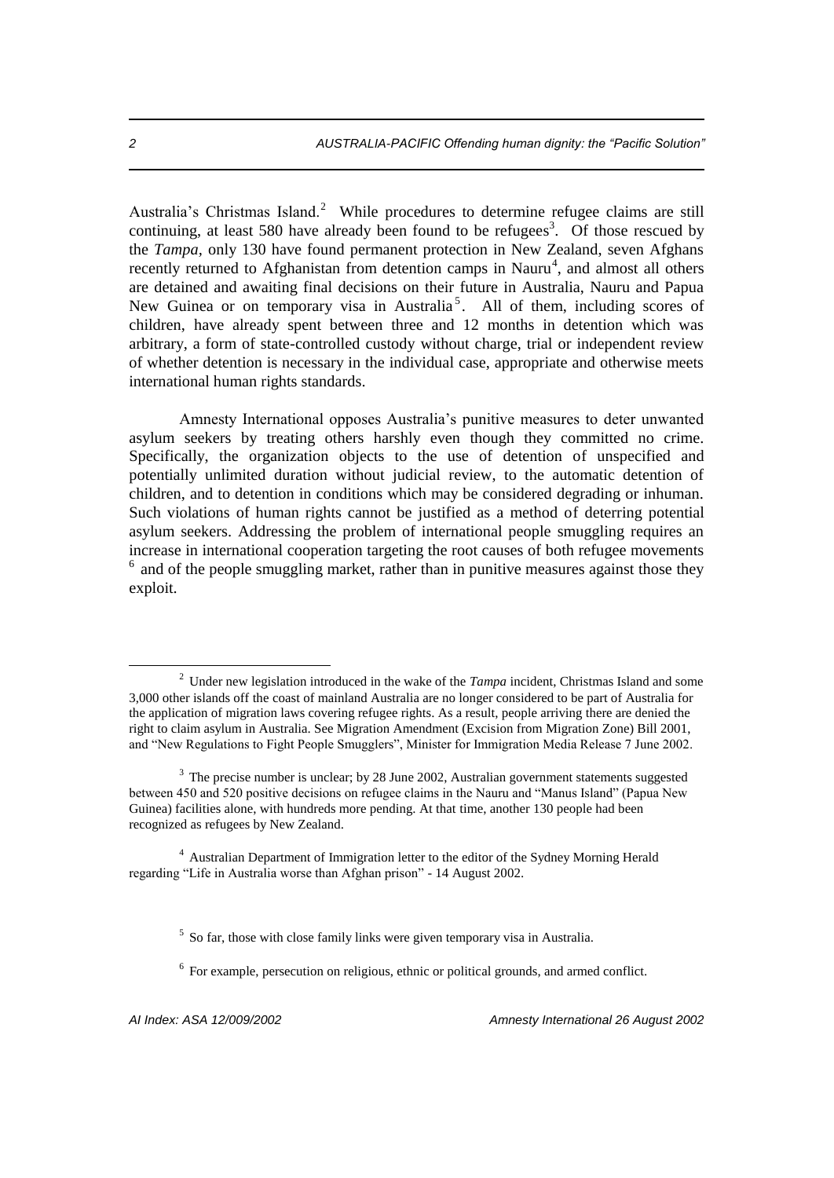Australia's Christmas Island.[2] While procedures to determine refugee claims are still continuing, at least 580 have already been found to be refugees[3]. Of those rescued by the *Tampa*, only 130 have found permanent protection in New Zealand, seven Afghans recently returned to Afghanistan from detention camps in Nauru[4], and almost all others are detained and awaiting final decisions on their future in Australia, Nauru and Papua New Guinea or on temporary visa in Australia[5]. All of them, including scores of children, have already spent between three and 12 months in detention which was arbitrary, a form of state-controlled custody without charge, trial or independent review of whether detention is necessary in the individual case, appropriate and otherwise meets international human rights standards.

Amnesty International opposes Australia's punitive measures to deter unwanted asylum seekers by treating others harshly even though they committed no crime. Specifically, the organization objects to the use of detention of unspecified and potentially unlimited duration without judicial review, to the automatic detention of children, and to detention in conditions which may be considered degrading or inhuman. Such violations of human rights cannot be justified as a method of deterring potential asylum seekers. Addressing the problem of international people smuggling requires an increase in international cooperation targeting the root causes of both refugee movements [6] and of the people smuggling market, rather than in punitive measures against those they exploit.

---

[2] Under new legislation introduced in the wake of the *Tampa* incident, Christmas Island and some 3,000 other islands off the coast of mainland Australia are no longer considered to be part of Australia for the application of migration laws covering refugee rights. As a result, people arriving there are denied the right to claim asylum in Australia. See Migration Amendment (Excision from Migration Zone) Bill 2001, and "New Regulations to Fight People Smugglers", Minister for Immigration Media Release 7 June 2002.

[3] The precise number is unclear; by 28 June 2002, Australian government statements suggested between 450 and 520 positive decisions on refugee claims in the Nauru and "Manus Island" (Papua New Guinea) facilities alone, with hundreds more pending. At that time, another 130 people had been recognized as refugees by New Zealand.

[4] Australian Department of Immigration letter to the editor of the Sydney Morning Herald regarding "Life in Australia worse than Afghan prison" - 14 August 2002.

[5] So far, those with close family links were given temporary visa in Australia.

[6] For example, persecution on religious, ethnic or political grounds, and armed conflict.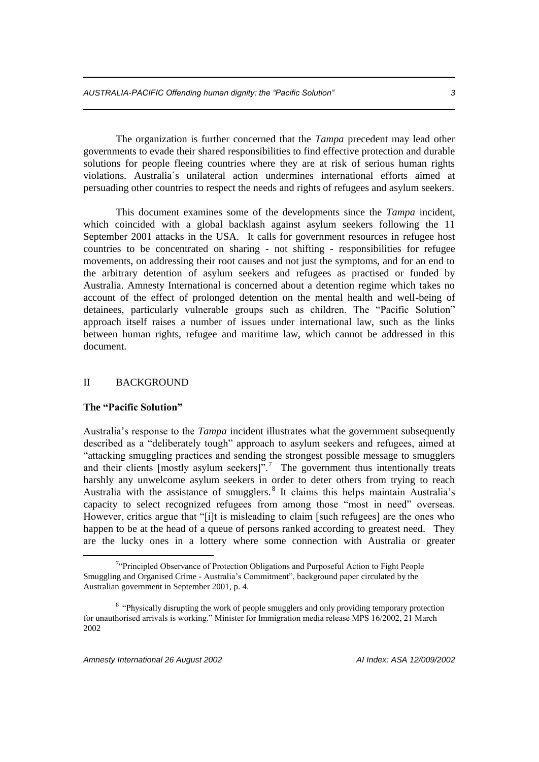The organization is further concerned that the *Tampa* precedent may lead other governments to evade their shared responsibilities to find effective protection and durable solutions for people fleeing countries where they are at risk of serious human rights violations. Australia´s unilateral action undermines international efforts aimed at persuading other countries to respect the needs and rights of refugees and asylum seekers.

This document examines some of the developments since the *Tampa* incident, which coincided with a global backlash against asylum seekers following the 11 September 2001 attacks in the USA. It calls for government resources in refugee host countries to be concentrated on sharing - not shifting - responsibilities for refugee movements, on addressing their root causes and not just the symptoms, and for an end to the arbitrary detention of asylum seekers and refugees as practised or funded by Australia. Amnesty International is concerned about a detention regime which takes no account of the effect of prolonged detention on the mental health and well-being of detainees, particularly vulnerable groups such as children. The "Pacific Solution" approach itself raises a number of issues under international law, such as the links between human rights, refugee and maritime law, which cannot be addressed in this document.

## II BACKGROUND

### The "Pacific Solution"

Australia's response to the *Tampa* incident illustrates what the government subsequently described as a "deliberately tough" approach to asylum seekers and refugees, aimed at "attacking smuggling practices and sending the strongest possible message to smugglers and their clients [mostly asylum seekers]".[7] The government thus intentionally treats harshly any unwelcome asylum seekers in order to deter others from trying to reach Australia with the assistance of smugglers.[8] It claims this helps maintain Australia's capacity to select recognized refugees from among those "most in need" overseas. However, critics argue that "[i]t is misleading to claim [such refugees] are the ones who happen to be at the head of a queue of persons ranked according to greatest need. They are the lucky ones in a lottery where some connection with Australia or greater

---

[7] "Principled Observance of Protection Obligations and Purposeful Action to Fight People Smuggling and Organised Crime - Australia's Commitment", background paper circulated by the Australian government in September 2001, p. 4.

[8] "Physically disrupting the work of people smugglers and only providing temporary protection for unauthorised arrivals is working." Minister for Immigration media release MPS 16/2002, 21 March 2002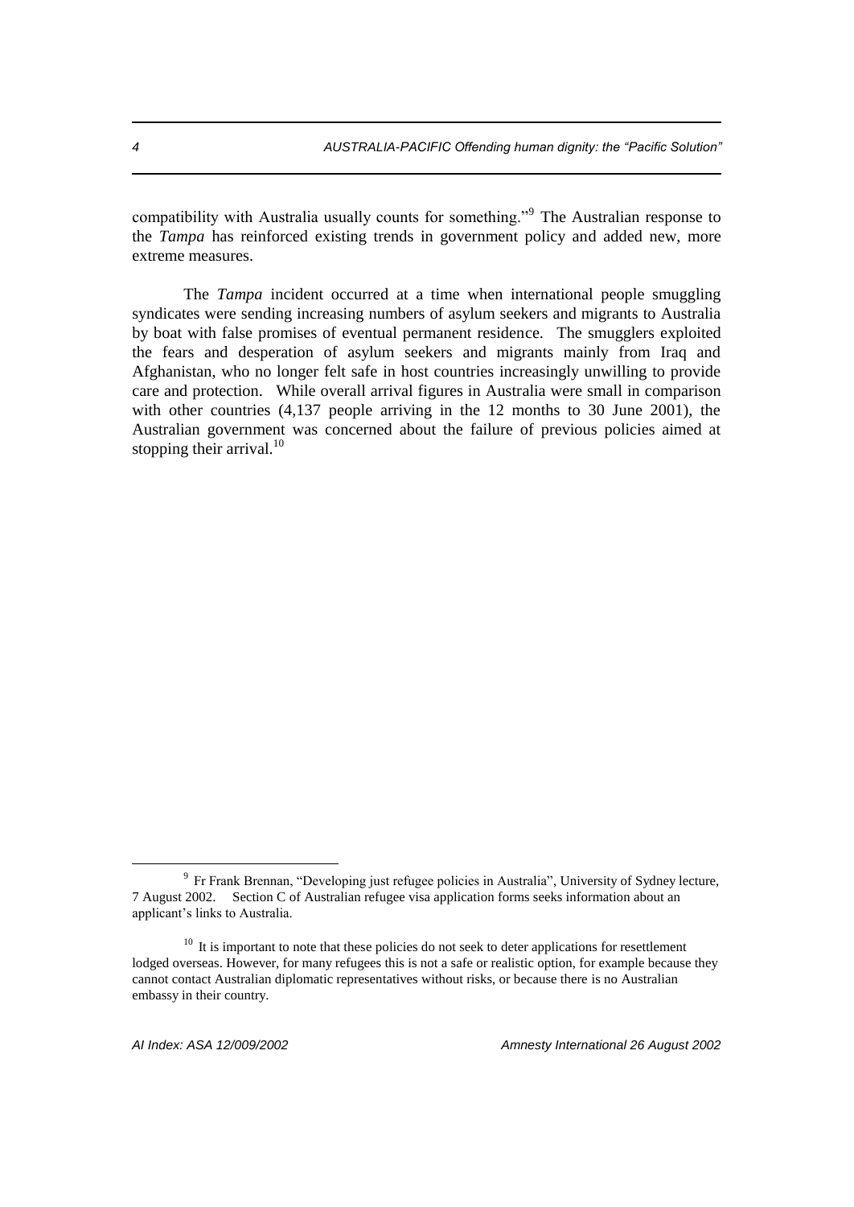compatibility with Australia usually counts for something."[9] The Australian response to the *Tampa* has reinforced existing trends in government policy and added new, more extreme measures.

The *Tampa* incident occurred at a time when international people smuggling syndicates were sending increasing numbers of asylum seekers and migrants to Australia by boat with false promises of eventual permanent residence. The smugglers exploited the fears and desperation of asylum seekers and migrants mainly from Iraq and Afghanistan, who no longer felt safe in host countries increasingly unwilling to provide care and protection. While overall arrival figures in Australia were small in comparison with other countries (4,137 people arriving in the 12 months to 30 June 2001), the Australian government was concerned about the failure of previous policies aimed at stopping their arrival.[10]

---

[9] Fr Frank Brennan, "Developing just refugee policies in Australia", University of Sydney lecture, 7 August 2002. Section C of Australian refugee visa application forms seeks information about an applicant's links to Australia.

[10] It is important to note that these policies do not seek to deter applications for resettlement lodged overseas. However, for many refugees this is not a safe or realistic option, for example because they cannot contact Australian diplomatic representatives without risks, or because there is no Australian embassy in their country.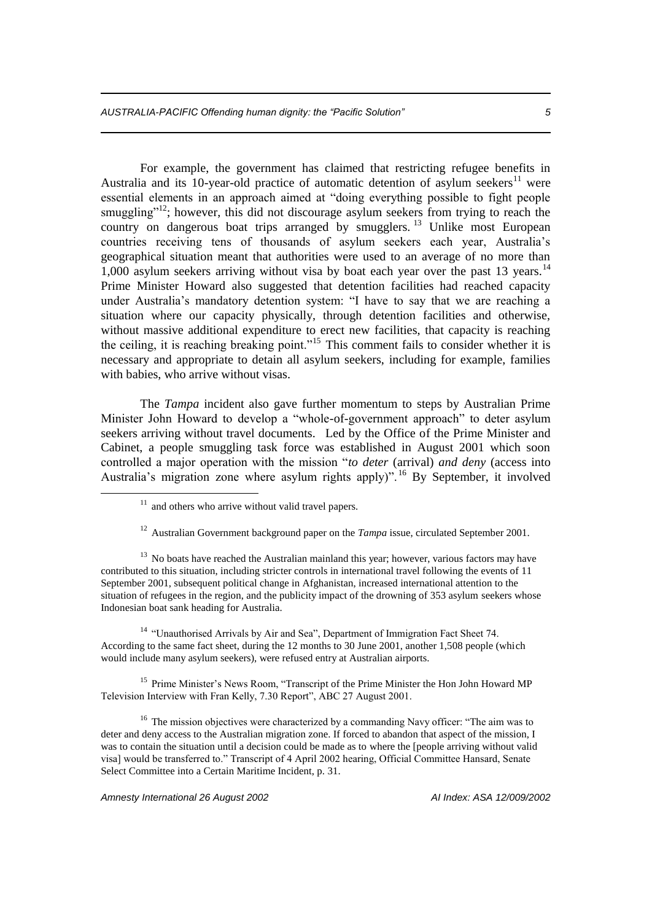For example, the government has claimed that restricting refugee benefits in Australia and its 10-year-old practice of automatic detention of asylum seekers[11] were essential elements in an approach aimed at "doing everything possible to fight people smuggling"[12]; however, this did not discourage asylum seekers from trying to reach the country on dangerous boat trips arranged by smugglers.[13] Unlike most European countries receiving tens of thousands of asylum seekers each year, Australia's geographical situation meant that authorities were used to an average of no more than 1,000 asylum seekers arriving without visa by boat each year over the past 13 years.[14] Prime Minister Howard also suggested that detention facilities had reached capacity under Australia's mandatory detention system: "I have to say that we are reaching a situation where our capacity physically, through detention facilities and otherwise, without massive additional expenditure to erect new facilities, that capacity is reaching the ceiling, it is reaching breaking point."[15] This comment fails to consider whether it is necessary and appropriate to detain all asylum seekers, including for example, families with babies, who arrive without visas.

The *Tampa* incident also gave further momentum to steps by Australian Prime Minister John Howard to develop a "whole-of-government approach" to deter asylum seekers arriving without travel documents. Led by the Office of the Prime Minister and Cabinet, a people smuggling task force was established in August 2001 which soon controlled a major operation with the mission "*to deter* (arrival) *and deny* (access into Australia's migration zone where asylum rights apply)".[16] By September, it involved

---

[11] and others who arrive without valid travel papers.

[12] Australian Government background paper on the *Tampa* issue, circulated September 2001.

[13] No boats have reached the Australian mainland this year; however, various factors may have contributed to this situation, including stricter controls in international travel following the events of 11 September 2001, subsequent political change in Afghanistan, increased international attention to the situation of refugees in the region, and the publicity impact of the drowning of 353 asylum seekers whose Indonesian boat sank heading for Australia.

[14] "Unauthorised Arrivals by Air and Sea", Department of Immigration Fact Sheet 74. According to the same fact sheet, during the 12 months to 30 June 2001, another 1,508 people (which would include many asylum seekers), were refused entry at Australian airports.

[15] Prime Minister's News Room, "Transcript of the Prime Minister the Hon John Howard MP Television Interview with Fran Kelly, 7.30 Report", ABC 27 August 2001.

[16] The mission objectives were characterized by a commanding Navy officer: "The aim was to deter and deny access to the Australian migration zone. If forced to abandon that aspect of the mission, I was to contain the situation until a decision could be made as to where the [people arriving without valid visa] would be transferred to." Transcript of 4 April 2002 hearing, Official Committee Hansard, Senate Select Committee into a Certain Maritime Incident, p. 31.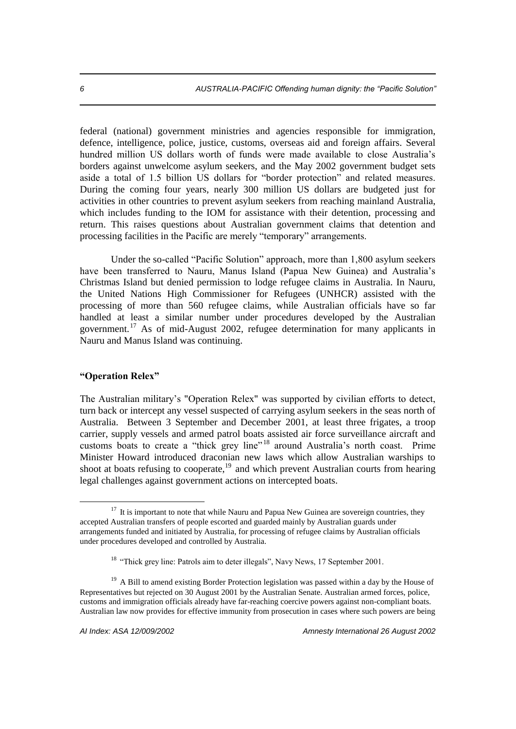federal (national) government ministries and agencies responsible for immigration, defence, intelligence, police, justice, customs, overseas aid and foreign affairs. Several hundred million US dollars worth of funds were made available to close Australia's borders against unwelcome asylum seekers, and the May 2002 government budget sets aside a total of 1.5 billion US dollars for "border protection" and related measures. During the coming four years, nearly 300 million US dollars are budgeted just for activities in other countries to prevent asylum seekers from reaching mainland Australia, which includes funding to the IOM for assistance with their detention, processing and return. This raises questions about Australian government claims that detention and processing facilities in the Pacific are merely "temporary" arrangements.

Under the so-called "Pacific Solution" approach, more than 1,800 asylum seekers have been transferred to Nauru, Manus Island (Papua New Guinea) and Australia's Christmas Island but denied permission to lodge refugee claims in Australia. In Nauru, the United Nations High Commissioner for Refugees (UNHCR) assisted with the processing of more than 560 refugee claims, while Australian officials have so far handled at least a similar number under procedures developed by the Australian government.[17] As of mid-August 2002, refugee determination for many applicants in Nauru and Manus Island was continuing.

**"Operation Relex"**

The Australian military's "Operation Relex" was supported by civilian efforts to detect, turn back or intercept any vessel suspected of carrying asylum seekers in the seas north of Australia. Between 3 September and December 2001, at least three frigates, a troop carrier, supply vessels and armed patrol boats assisted air force surveillance aircraft and customs boats to create a "thick grey line"[18] around Australia's north coast. Prime Minister Howard introduced draconian new laws which allow Australian warships to shoot at boats refusing to cooperate,[19] and which prevent Australian courts from hearing legal challenges against government actions on intercepted boats.

---

[17] It is important to note that while Nauru and Papua New Guinea are sovereign countries, they accepted Australian transfers of people escorted and guarded mainly by Australian guards under arrangements funded and initiated by Australia, for processing of refugee claims by Australian officials under procedures developed and controlled by Australia.

[18] "Thick grey line: Patrols aim to deter illegals", Navy News, 17 September 2001.

[19] A Bill to amend existing Border Protection legislation was passed within a day by the House of Representatives but rejected on 30 August 2001 by the Australian Senate. Australian armed forces, police, customs and immigration officials already have far-reaching coercive powers against non-compliant boats. Australian law now provides for effective immunity from prosecution in cases where such powers are being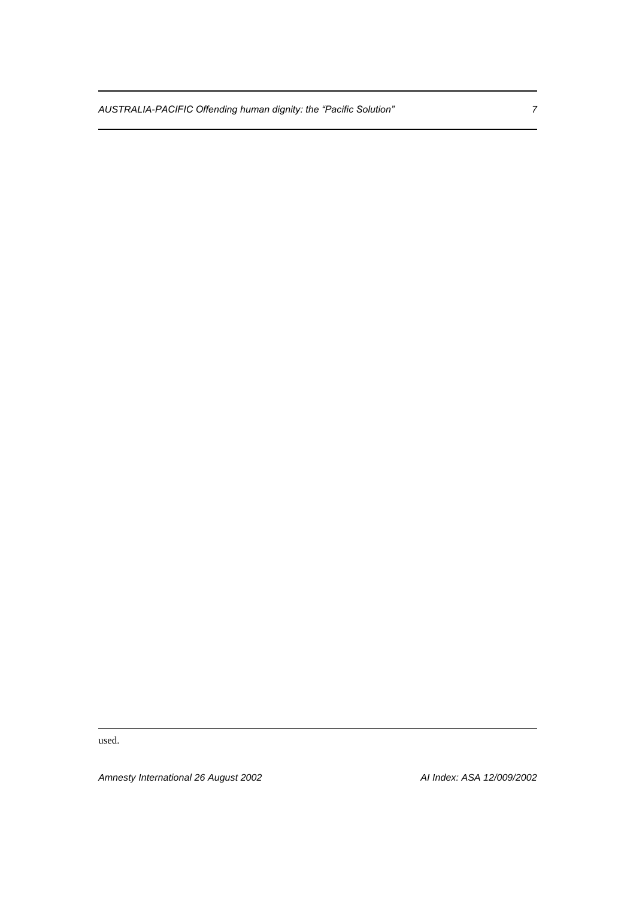used.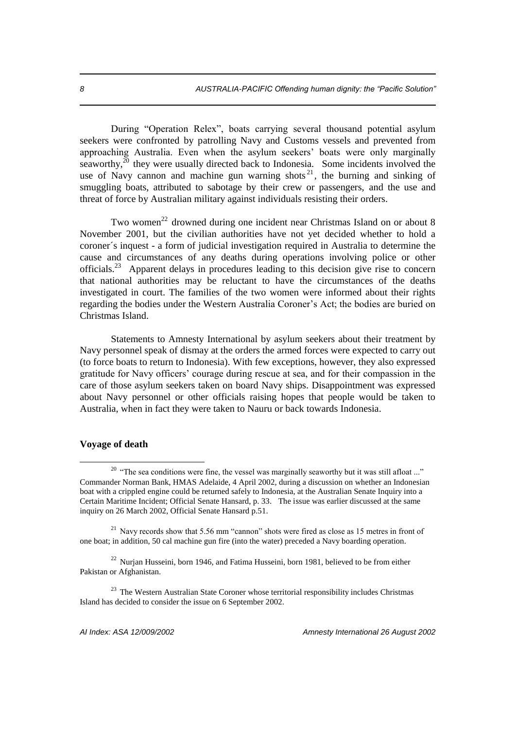During "Operation Relex", boats carrying several thousand potential asylum seekers were confronted by patrolling Navy and Customs vessels and prevented from approaching Australia. Even when the asylum seekers' boats were only marginally seaworthy,[20] they were usually directed back to Indonesia. Some incidents involved the use of Navy cannon and machine gun warning shots[21], the burning and sinking of smuggling boats, attributed to sabotage by their crew or passengers, and the use and threat of force by Australian military against individuals resisting their orders.

Two women[22] drowned during one incident near Christmas Island on or about 8 November 2001, but the civilian authorities have not yet decided whether to hold a coroner´s inquest - a form of judicial investigation required in Australia to determine the cause and circumstances of any deaths during operations involving police or other officials.[23] Apparent delays in procedures leading to this decision give rise to concern that national authorities may be reluctant to have the circumstances of the deaths investigated in court. The families of the two women were informed about their rights regarding the bodies under the Western Australia Coroner's Act; the bodies are buried on Christmas Island.

Statements to Amnesty International by asylum seekers about their treatment by Navy personnel speak of dismay at the orders the armed forces were expected to carry out (to force boats to return to Indonesia). With few exceptions, however, they also expressed gratitude for Navy officers' courage during rescue at sea, and for their compassion in the care of those asylum seekers taken on board Navy ships. Disappointment was expressed about Navy personnel or other officials raising hopes that people would be taken to Australia, when in fact they were taken to Nauru or back towards Indonesia.

**Voyage of death**

---

[20] "The sea conditions were fine, the vessel was marginally seaworthy but it was still afloat ..." Commander Norman Bank, HMAS Adelaide, 4 April 2002, during a discussion on whether an Indonesian boat with a crippled engine could be returned safely to Indonesia, at the Australian Senate Inquiry into a Certain Maritime Incident; Official Senate Hansard, p. 33. The issue was earlier discussed at the same inquiry on 26 March 2002, Official Senate Hansard p.51.

[21] Navy records show that 5.56 mm "cannon" shots were fired as close as 15 metres in front of one boat; in addition, 50 cal machine gun fire (into the water) preceded a Navy boarding operation.

[22] Nurjan Husseini, born 1946, and Fatima Husseini, born 1981, believed to be from either Pakistan or Afghanistan.

[23] The Western Australian State Coroner whose territorial responsibility includes Christmas Island has decided to consider the issue on 6 September 2002.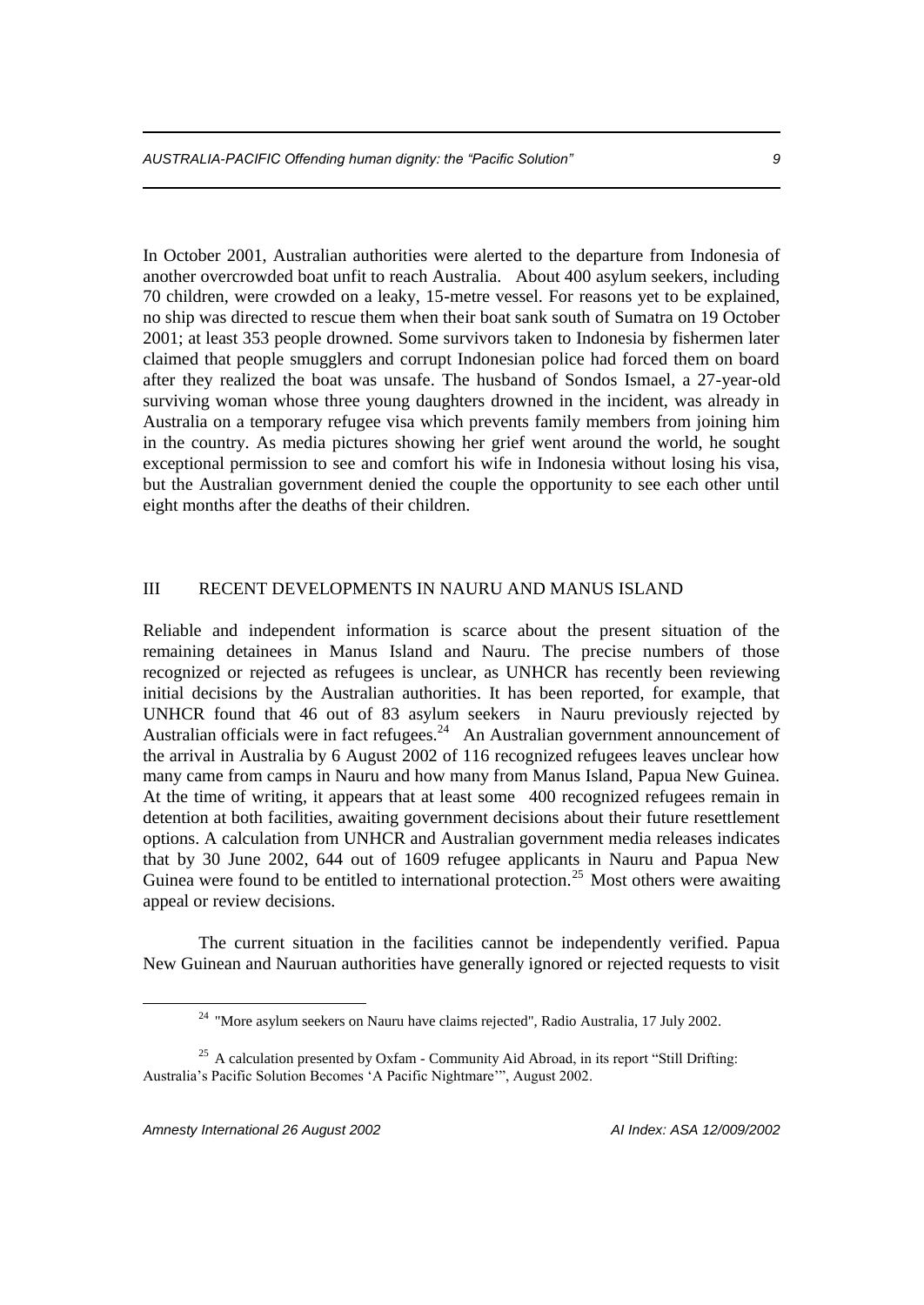In October 2001, Australian authorities were alerted to the departure from Indonesia of another overcrowded boat unfit to reach Australia. About 400 asylum seekers, including 70 children, were crowded on a leaky, 15-metre vessel. For reasons yet to be explained, no ship was directed to rescue them when their boat sank south of Sumatra on 19 October 2001; at least 353 people drowned. Some survivors taken to Indonesia by fishermen later claimed that people smugglers and corrupt Indonesian police had forced them on board after they realized the boat was unsafe. The husband of Sondos Ismael, a 27-year-old surviving woman whose three young daughters drowned in the incident, was already in Australia on a temporary refugee visa which prevents family members from joining him in the country. As media pictures showing her grief went around the world, he sought exceptional permission to see and comfort his wife in Indonesia without losing his visa, but the Australian government denied the couple the opportunity to see each other until eight months after the deaths of their children.

## III RECENT DEVELOPMENTS IN NAURU AND MANUS ISLAND

Reliable and independent information is scarce about the present situation of the remaining detainees in Manus Island and Nauru. The precise numbers of those recognized or rejected as refugees is unclear, as UNHCR has recently been reviewing initial decisions by the Australian authorities. It has been reported, for example, that UNHCR found that 46 out of 83 asylum seekers in Nauru previously rejected by Australian officials were in fact refugees.[24] An Australian government announcement of the arrival in Australia by 6 August 2002 of 116 recognized refugees leaves unclear how many came from camps in Nauru and how many from Manus Island, Papua New Guinea. At the time of writing, it appears that at least some 400 recognized refugees remain in detention at both facilities, awaiting government decisions about their future resettlement options. A calculation from UNHCR and Australian government media releases indicates that by 30 June 2002, 644 out of 1609 refugee applicants in Nauru and Papua New Guinea were found to be entitled to international protection.[25] Most others were awaiting appeal or review decisions.

The current situation in the facilities cannot be independently verified. Papua New Guinean and Nauruan authorities have generally ignored or rejected requests to visit

---

[24] "More asylum seekers on Nauru have claims rejected", Radio Australia, 17 July 2002.

[25] A calculation presented by Oxfam - Community Aid Abroad, in its report "Still Drifting: Australia's Pacific Solution Becomes 'A Pacific Nightmare'", August 2002.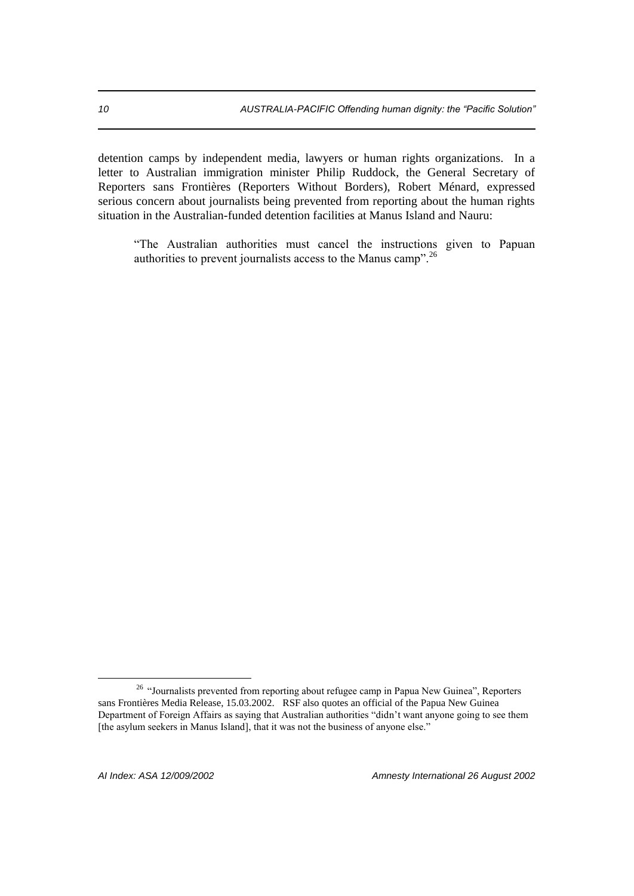detention camps by independent media, lawyers or human rights organizations. In a letter to Australian immigration minister Philip Ruddock, the General Secretary of Reporters sans Frontières (Reporters Without Borders), Robert Ménard, expressed serious concern about journalists being prevented from reporting about the human rights situation in the Australian-funded detention facilities at Manus Island and Nauru:

> "The Australian authorities must cancel the instructions given to Papuan authorities to prevent journalists access to the Manus camp".[26]

---

[26] "Journalists prevented from reporting about refugee camp in Papua New Guinea", Reporters sans Frontières Media Release, 15.03.2002. RSF also quotes an official of the Papua New Guinea Department of Foreign Affairs as saying that Australian authorities "didn't want anyone going to see them [the asylum seekers in Manus Island], that it was not the business of anyone else."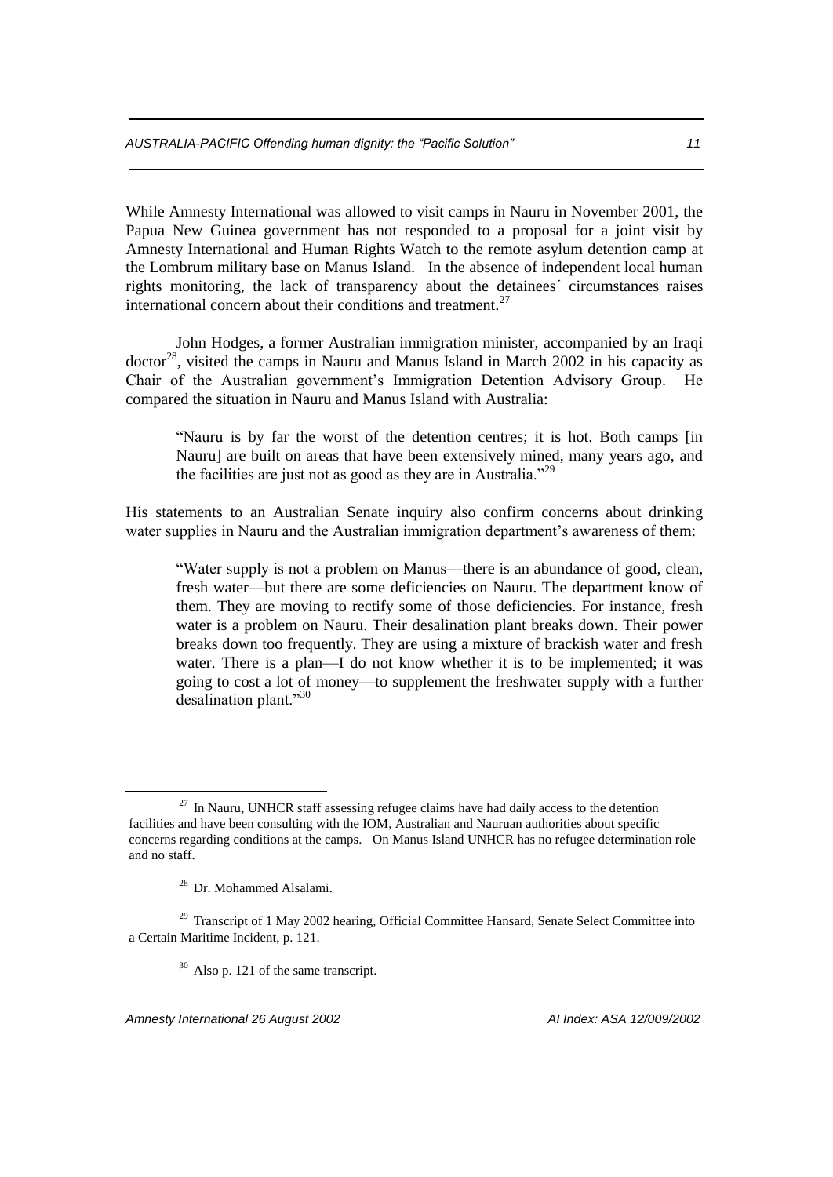While Amnesty International was allowed to visit camps in Nauru in November 2001, the Papua New Guinea government has not responded to a proposal for a joint visit by Amnesty International and Human Rights Watch to the remote asylum detention camp at the Lombrum military base on Manus Island. In the absence of independent local human rights monitoring, the lack of transparency about the detainees´ circumstances raises international concern about their conditions and treatment.[27]

John Hodges, a former Australian immigration minister, accompanied by an Iraqi doctor[28], visited the camps in Nauru and Manus Island in March 2002 in his capacity as Chair of the Australian government's Immigration Detention Advisory Group. He compared the situation in Nauru and Manus Island with Australia:

> "Nauru is by far the worst of the detention centres; it is hot. Both camps [in Nauru] are built on areas that have been extensively mined, many years ago, and the facilities are just not as good as they are in Australia."[29]

His statements to an Australian Senate inquiry also confirm concerns about drinking water supplies in Nauru and the Australian immigration department's awareness of them:

> "Water supply is not a problem on Manus—there is an abundance of good, clean, fresh water—but there are some deficiencies on Nauru. The department know of them. They are moving to rectify some of those deficiencies. For instance, fresh water is a problem on Nauru. Their desalination plant breaks down. Their power breaks down too frequently. They are using a mixture of brackish water and fresh water. There is a plan—I do not know whether it is to be implemented; it was going to cost a lot of money—to supplement the freshwater supply with a further desalination plant."[30]

---

[27] In Nauru, UNHCR staff assessing refugee claims have had daily access to the detention facilities and have been consulting with the IOM, Australian and Nauruan authorities about specific concerns regarding conditions at the camps. On Manus Island UNHCR has no refugee determination role and no staff.

[28] Dr. Mohammed Alsalami.

[29] Transcript of 1 May 2002 hearing, Official Committee Hansard, Senate Select Committee into a Certain Maritime Incident, p. 121.

[30] Also p. 121 of the same transcript.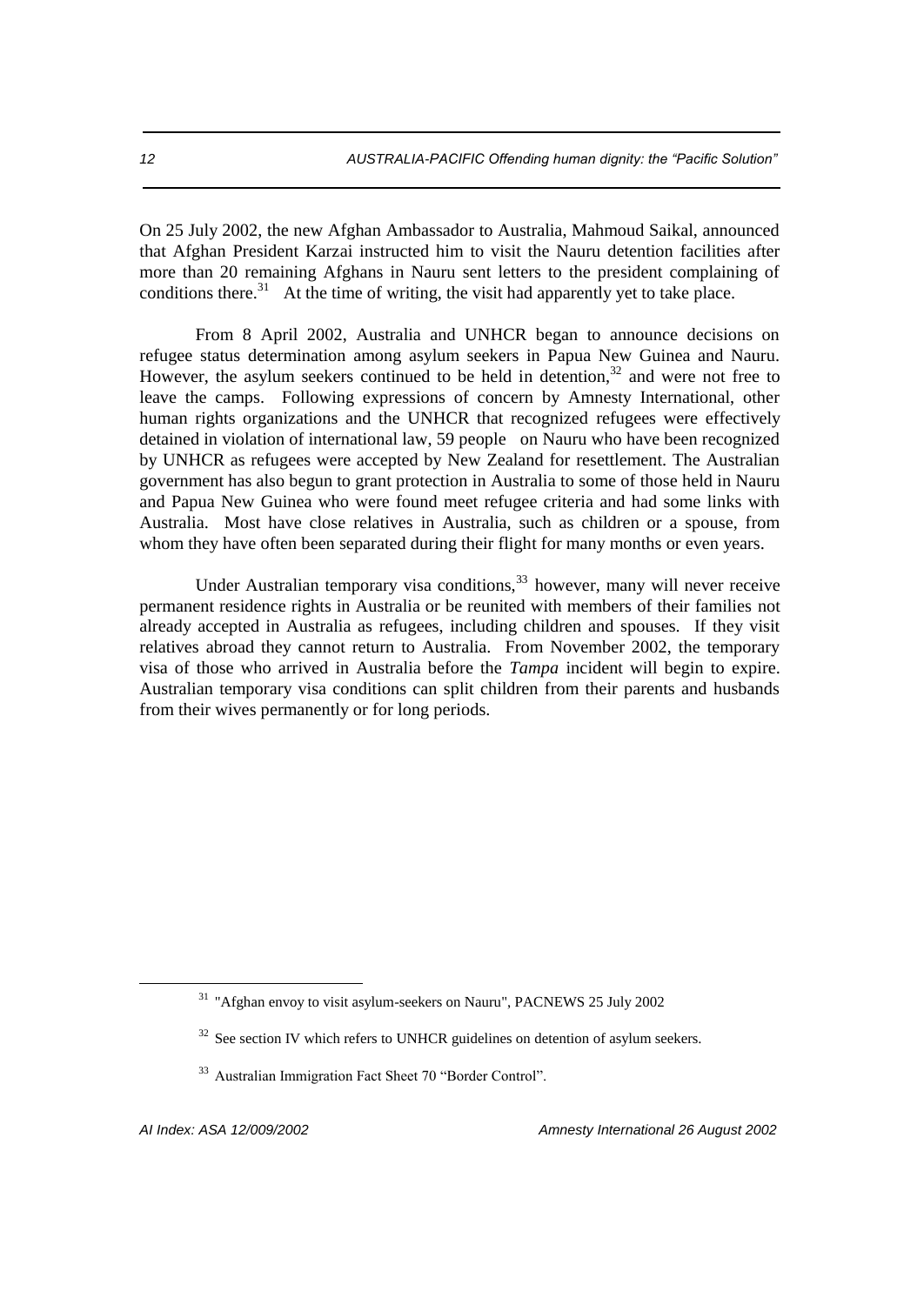On 25 July 2002, the new Afghan Ambassador to Australia, Mahmoud Saikal, announced that Afghan President Karzai instructed him to visit the Nauru detention facilities after more than 20 remaining Afghans in Nauru sent letters to the president complaining of conditions there.[31] At the time of writing, the visit had apparently yet to take place.

From 8 April 2002, Australia and UNHCR began to announce decisions on refugee status determination among asylum seekers in Papua New Guinea and Nauru. However, the asylum seekers continued to be held in detention,[32] and were not free to leave the camps. Following expressions of concern by Amnesty International, other human rights organizations and the UNHCR that recognized refugees were effectively detained in violation of international law, 59 people on Nauru who have been recognized by UNHCR as refugees were accepted by New Zealand for resettlement. The Australian government has also begun to grant protection in Australia to some of those held in Nauru and Papua New Guinea who were found meet refugee criteria and had some links with Australia. Most have close relatives in Australia, such as children or a spouse, from whom they have often been separated during their flight for many months or even years.

Under Australian temporary visa conditions,[33] however, many will never receive permanent residence rights in Australia or be reunited with members of their families not already accepted in Australia as refugees, including children and spouses. If they visit relatives abroad they cannot return to Australia. From November 2002, the temporary visa of those who arrived in Australia before the *Tampa* incident will begin to expire. Australian temporary visa conditions can split children from their parents and husbands from their wives permanently or for long periods.

---

[31] "Afghan envoy to visit asylum-seekers on Nauru", PACNEWS 25 July 2002

[32] See section IV which refers to UNHCR guidelines on detention of asylum seekers.

[33] Australian Immigration Fact Sheet 70 "Border Control".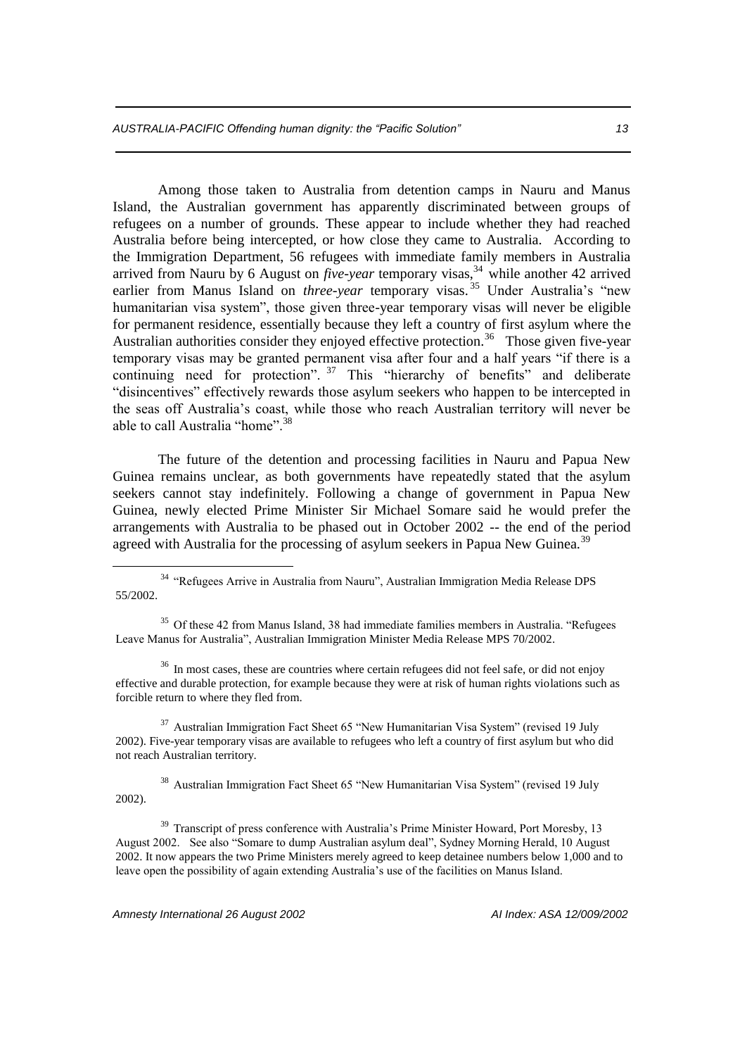Among those taken to Australia from detention camps in Nauru and Manus Island, the Australian government has apparently discriminated between groups of refugees on a number of grounds. These appear to include whether they had reached Australia before being intercepted, or how close they came to Australia. According to the Immigration Department, 56 refugees with immediate family members in Australia arrived from Nauru by 6 August on *five-year* temporary visas,[34] while another 42 arrived earlier from Manus Island on *three-year* temporary visas.[35] Under Australia's "new humanitarian visa system", those given three-year temporary visas will never be eligible for permanent residence, essentially because they left a country of first asylum where the Australian authorities consider they enjoyed effective protection.[36] Those given five-year temporary visas may be granted permanent visa after four and a half years "if there is a continuing need for protection".[37] This "hierarchy of benefits" and deliberate "disincentives" effectively rewards those asylum seekers who happen to be intercepted in the seas off Australia's coast, while those who reach Australian territory will never be able to call Australia "home".[38]

The future of the detention and processing facilities in Nauru and Papua New Guinea remains unclear, as both governments have repeatedly stated that the asylum seekers cannot stay indefinitely. Following a change of government in Papua New Guinea, newly elected Prime Minister Sir Michael Somare said he would prefer the arrangements with Australia to be phased out in October 2002 -- the end of the period agreed with Australia for the processing of asylum seekers in Papua New Guinea.[39]

---

[34] "Refugees Arrive in Australia from Nauru", Australian Immigration Media Release DPS 55/2002.

[35] Of these 42 from Manus Island, 38 had immediate families members in Australia. "Refugees Leave Manus for Australia", Australian Immigration Minister Media Release MPS 70/2002.

[36] In most cases, these are countries where certain refugees did not feel safe, or did not enjoy effective and durable protection, for example because they were at risk of human rights violations such as forcible return to where they fled from.

[37] Australian Immigration Fact Sheet 65 "New Humanitarian Visa System" (revised 19 July 2002). Five-year temporary visas are available to refugees who left a country of first asylum but who did not reach Australian territory.

[38] Australian Immigration Fact Sheet 65 "New Humanitarian Visa System" (revised 19 July 2002).

[39] Transcript of press conference with Australia's Prime Minister Howard, Port Moresby, 13 August 2002. See also "Somare to dump Australian asylum deal", Sydney Morning Herald, 10 August 2002. It now appears the two Prime Ministers merely agreed to keep detainee numbers below 1,000 and to leave open the possibility of again extending Australia's use of the facilities on Manus Island.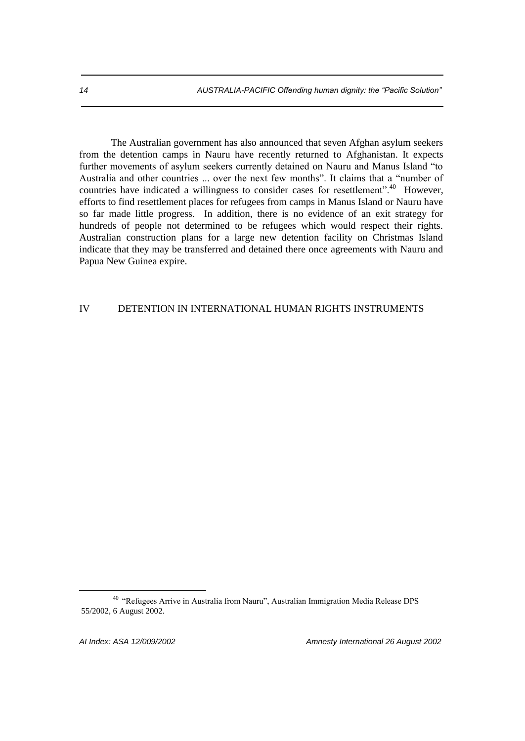The Australian government has also announced that seven Afghan asylum seekers from the detention camps in Nauru have recently returned to Afghanistan. It expects further movements of asylum seekers currently detained on Nauru and Manus Island "to Australia and other countries ... over the next few months". It claims that a "number of countries have indicated a willingness to consider cases for resettlement".[40] However, efforts to find resettlement places for refugees from camps in Manus Island or Nauru have so far made little progress. In addition, there is no evidence of an exit strategy for hundreds of people not determined to be refugees which would respect their rights. Australian construction plans for a large new detention facility on Christmas Island indicate that they may be transferred and detained there once agreements with Nauru and Papua New Guinea expire.

## IV DETENTION IN INTERNATIONAL HUMAN RIGHTS INSTRUMENTS

[40] "Refugees Arrive in Australia from Nauru", Australian Immigration Media Release DPS 55/2002, 6 August 2002.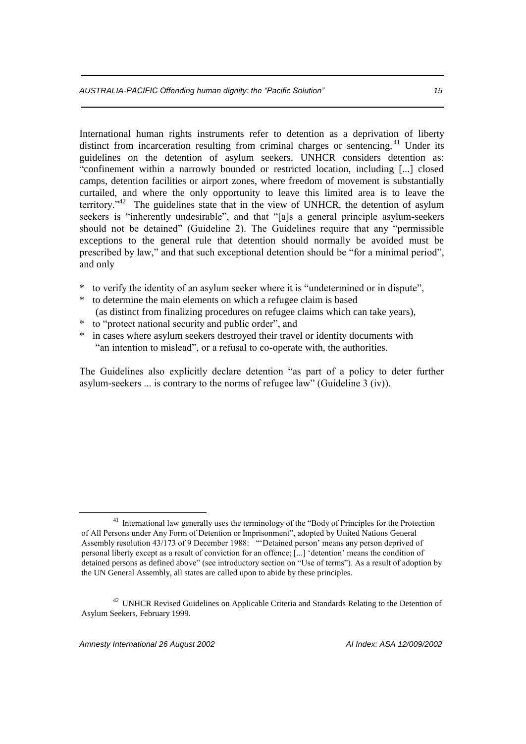International human rights instruments refer to detention as a deprivation of liberty distinct from incarceration resulting from criminal charges or sentencing.[41] Under its guidelines on the detention of asylum seekers, UNHCR considers detention as: "confinement within a narrowly bounded or restricted location, including [...] closed camps, detention facilities or airport zones, where freedom of movement is substantially curtailed, and where the only opportunity to leave this limited area is to leave the territory."[42] The guidelines state that in the view of UNHCR, the detention of asylum seekers is "inherently undesirable", and that "[a]s a general principle asylum-seekers should not be detained" (Guideline 2). The Guidelines require that any "permissible exceptions to the general rule that detention should normally be avoided must be prescribed by law," and that such exceptional detention should be "for a minimal period", and only

* to verify the identity of an asylum seeker where it is "undetermined or in dispute",
* to determine the main elements on which a refugee claim is based (as distinct from finalizing procedures on refugee claims which can take years),
* to "protect national security and public order", and
* in cases where asylum seekers destroyed their travel or identity documents with "an intention to mislead", or a refusal to co-operate with, the authorities.

The Guidelines also explicitly declare detention "as part of a policy to deter further asylum-seekers ... is contrary to the norms of refugee law" (Guideline 3 (iv)).

---

[41] International law generally uses the terminology of the "Body of Principles for the Protection of All Persons under Any Form of Detention or Imprisonment", adopted by United Nations General Assembly resolution 43/173 of 9 December 1988: "'Detained person' means any person deprived of personal liberty except as a result of conviction for an offence; [...] 'detention' means the condition of detained persons as defined above" (see introductory section on "Use of terms"). As a result of adoption by the UN General Assembly, all states are called upon to abide by these principles.

[42] UNHCR Revised Guidelines on Applicable Criteria and Standards Relating to the Detention of Asylum Seekers, February 1999.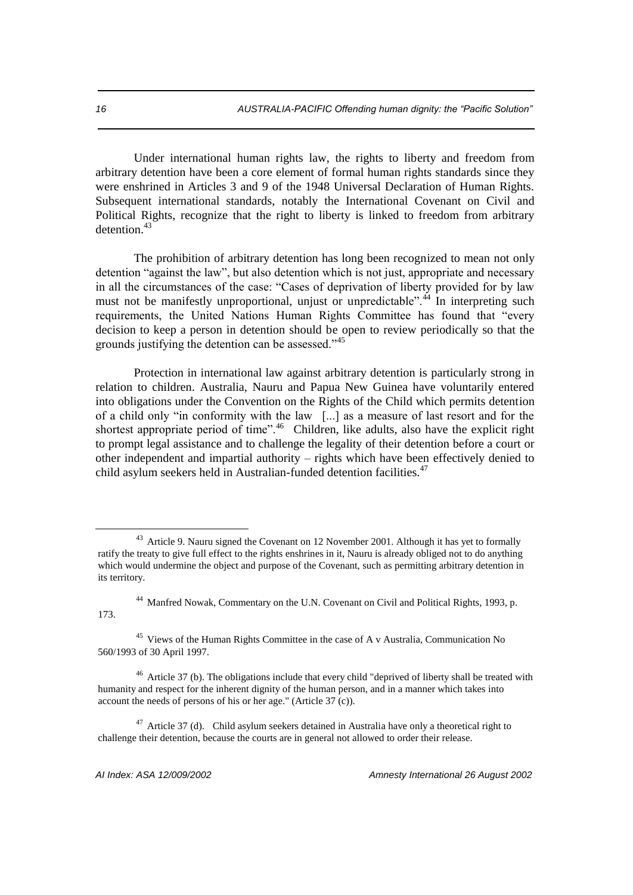Under international human rights law, the rights to liberty and freedom from arbitrary detention have been a core element of formal human rights standards since they were enshrined in Articles 3 and 9 of the 1948 Universal Declaration of Human Rights. Subsequent international standards, notably the International Covenant on Civil and Political Rights, recognize that the right to liberty is linked to freedom from arbitrary detention.[43]

The prohibition of arbitrary detention has long been recognized to mean not only detention "against the law", but also detention which is not just, appropriate and necessary in all the circumstances of the case: "Cases of deprivation of liberty provided for by law must not be manifestly unproportional, unjust or unpredictable".[44] In interpreting such requirements, the United Nations Human Rights Committee has found that "every decision to keep a person in detention should be open to review periodically so that the grounds justifying the detention can be assessed."[45]

Protection in international law against arbitrary detention is particularly strong in relation to children. Australia, Nauru and Papua New Guinea have voluntarily entered into obligations under the Convention on the Rights of the Child which permits detention of a child only "in conformity with the law [...] as a measure of last resort and for the shortest appropriate period of time".[46] Children, like adults, also have the explicit right to prompt legal assistance and to challenge the legality of their detention before a court or other independent and impartial authority – rights which have been effectively denied to child asylum seekers held in Australian-funded detention facilities.[47]

---

[43] Article 9. Nauru signed the Covenant on 12 November 2001. Although it has yet to formally ratify the treaty to give full effect to the rights enshrines in it, Nauru is already obliged not to do anything which would undermine the object and purpose of the Covenant, such as permitting arbitrary detention in its territory.

[44] Manfred Nowak, Commentary on the U.N. Covenant on Civil and Political Rights, 1993, p. 173.

[45] Views of the Human Rights Committee in the case of A v Australia, Communication No 560/1993 of 30 April 1997.

[46] Article 37 (b). The obligations include that every child "deprived of liberty shall be treated with humanity and respect for the inherent dignity of the human person, and in a manner which takes into account the needs of persons of his or her age." (Article 37 (c)).

[47] Article 37 (d). Child asylum seekers detained in Australia have only a theoretical right to challenge their detention, because the courts are in general not allowed to order their release.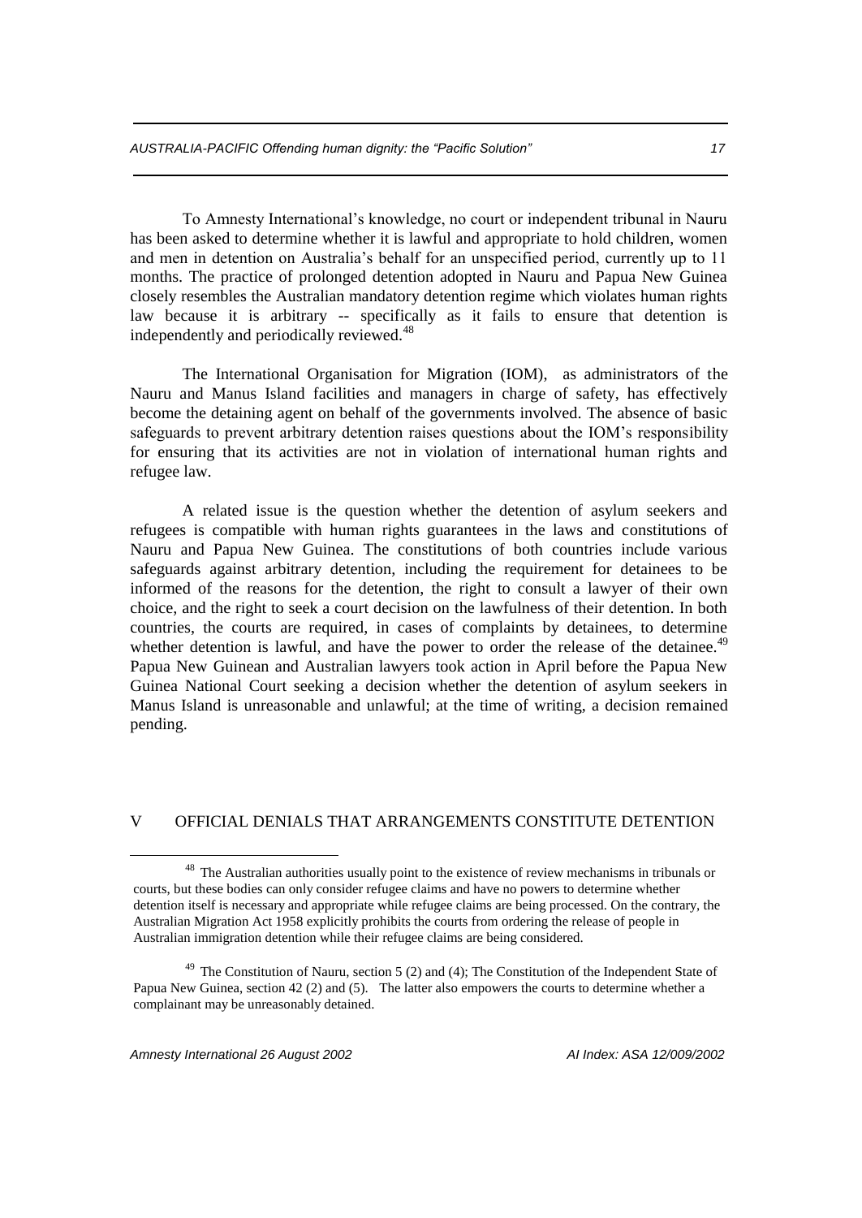To Amnesty International's knowledge, no court or independent tribunal in Nauru has been asked to determine whether it is lawful and appropriate to hold children, women and men in detention on Australia's behalf for an unspecified period, currently up to 11 months. The practice of prolonged detention adopted in Nauru and Papua New Guinea closely resembles the Australian mandatory detention regime which violates human rights law because it is arbitrary -- specifically as it fails to ensure that detention is independently and periodically reviewed.[48]

The International Organisation for Migration (IOM), as administrators of the Nauru and Manus Island facilities and managers in charge of safety, has effectively become the detaining agent on behalf of the governments involved. The absence of basic safeguards to prevent arbitrary detention raises questions about the IOM's responsibility for ensuring that its activities are not in violation of international human rights and refugee law.

A related issue is the question whether the detention of asylum seekers and refugees is compatible with human rights guarantees in the laws and constitutions of Nauru and Papua New Guinea. The constitutions of both countries include various safeguards against arbitrary detention, including the requirement for detainees to be informed of the reasons for the detention, the right to consult a lawyer of their own choice, and the right to seek a court decision on the lawfulness of their detention. In both countries, the courts are required, in cases of complaints by detainees, to determine whether detention is lawful, and have the power to order the release of the detainee.[49] Papua New Guinean and Australian lawyers took action in April before the Papua New Guinea National Court seeking a decision whether the detention of asylum seekers in Manus Island is unreasonable and unlawful; at the time of writing, a decision remained pending.

## V OFFICIAL DENIALS THAT ARRANGEMENTS CONSTITUTE DETENTION

---

[48] The Australian authorities usually point to the existence of review mechanisms in tribunals or courts, but these bodies can only consider refugee claims and have no powers to determine whether detention itself is necessary and appropriate while refugee claims are being processed. On the contrary, the Australian Migration Act 1958 explicitly prohibits the courts from ordering the release of people in Australian immigration detention while their refugee claims are being considered.

[49] The Constitution of Nauru, section 5 (2) and (4); The Constitution of the Independent State of Papua New Guinea, section 42 (2) and (5). The latter also empowers the courts to determine whether a complainant may be unreasonably detained.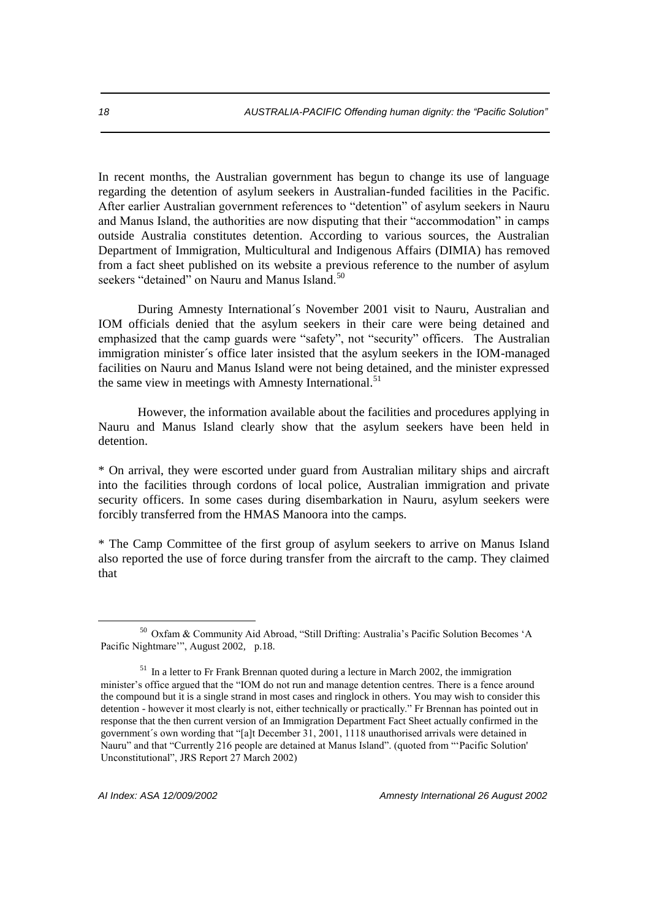In recent months, the Australian government has begun to change its use of language regarding the detention of asylum seekers in Australian-funded facilities in the Pacific. After earlier Australian government references to "detention" of asylum seekers in Nauru and Manus Island, the authorities are now disputing that their "accommodation" in camps outside Australia constitutes detention. According to various sources, the Australian Department of Immigration, Multicultural and Indigenous Affairs (DIMIA) has removed from a fact sheet published on its website a previous reference to the number of asylum seekers "detained" on Nauru and Manus Island.[50]

During Amnesty International´s November 2001 visit to Nauru, Australian and IOM officials denied that the asylum seekers in their care were being detained and emphasized that the camp guards were "safety", not "security" officers. The Australian immigration minister´s office later insisted that the asylum seekers in the IOM-managed facilities on Nauru and Manus Island were not being detained, and the minister expressed the same view in meetings with Amnesty International.[51]

However, the information available about the facilities and procedures applying in Nauru and Manus Island clearly show that the asylum seekers have been held in detention.

* On arrival, they were escorted under guard from Australian military ships and aircraft into the facilities through cordons of local police, Australian immigration and private security officers. In some cases during disembarkation in Nauru, asylum seekers were forcibly transferred from the HMAS Manoora into the camps.

* The Camp Committee of the first group of asylum seekers to arrive on Manus Island also reported the use of force during transfer from the aircraft to the camp. They claimed that

---

[50] Oxfam & Community Aid Abroad, "Still Drifting: Australia's Pacific Solution Becomes 'A Pacific Nightmare'", August 2002, p.18.

[51] In a letter to Fr Frank Brennan quoted during a lecture in March 2002, the immigration minister's office argued that the "IOM do not run and manage detention centres. There is a fence around the compound but it is a single strand in most cases and ringlock in others. You may wish to consider this detention - however it most clearly is not, either technically or practically." Fr Brennan has pointed out in response that the then current version of an Immigration Department Fact Sheet actually confirmed in the government´s own wording that "[a]t December 31, 2001, 1118 unauthorised arrivals were detained in Nauru" and that "Currently 216 people are detained at Manus Island". (quoted from "'Pacific Solution' Unconstitutional", JRS Report 27 March 2002)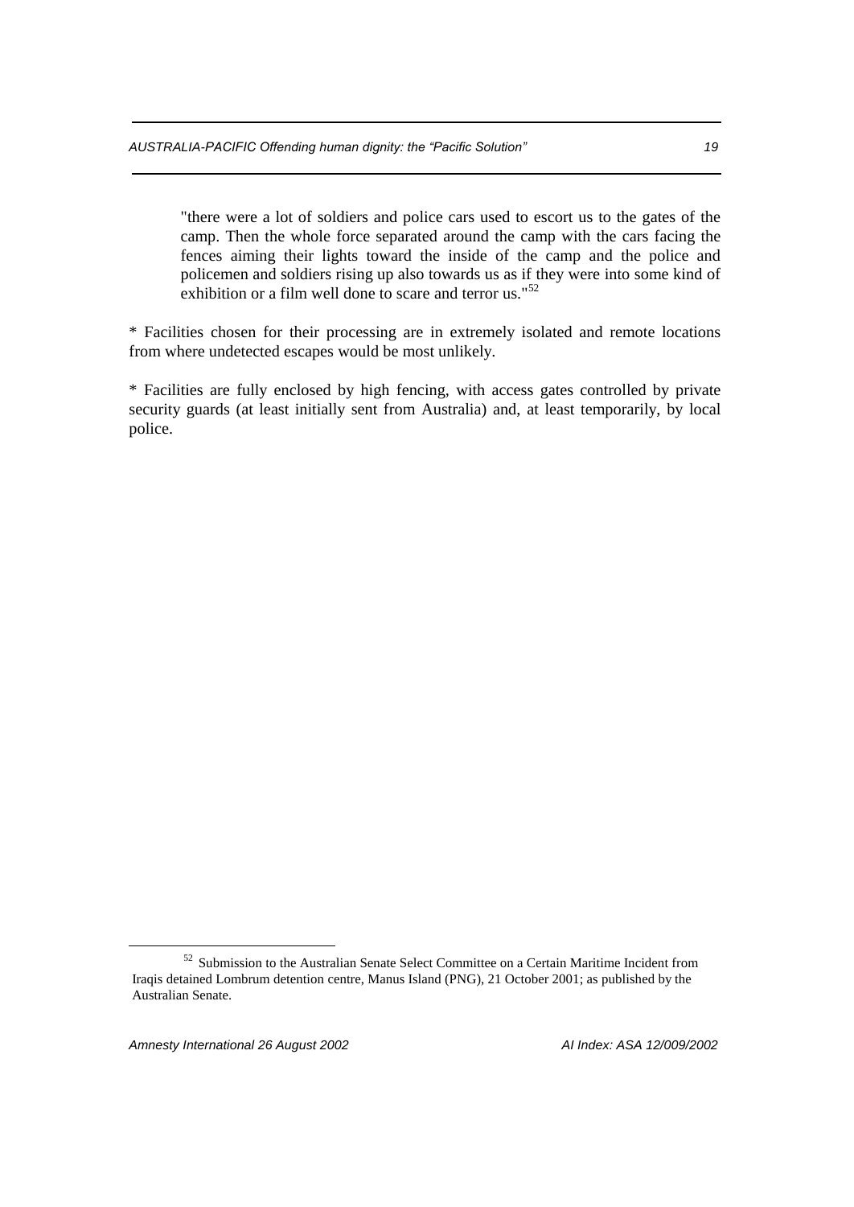> "there were a lot of soldiers and police cars used to escort us to the gates of the camp. Then the whole force separated around the camp with the cars facing the fences aiming their lights toward the inside of the camp and the police and policemen and soldiers rising up also towards us as if they were into some kind of exhibition or a film well done to scare and terror us."[52]

* Facilities chosen for their processing are in extremely isolated and remote locations from where undetected escapes would be most unlikely.

* Facilities are fully enclosed by high fencing, with access gates controlled by private security guards (at least initially sent from Australia) and, at least temporarily, by local police.

---

[52] Submission to the Australian Senate Select Committee on a Certain Maritime Incident from Iraqis detained Lombrum detention centre, Manus Island (PNG), 21 October 2001; as published by the Australian Senate.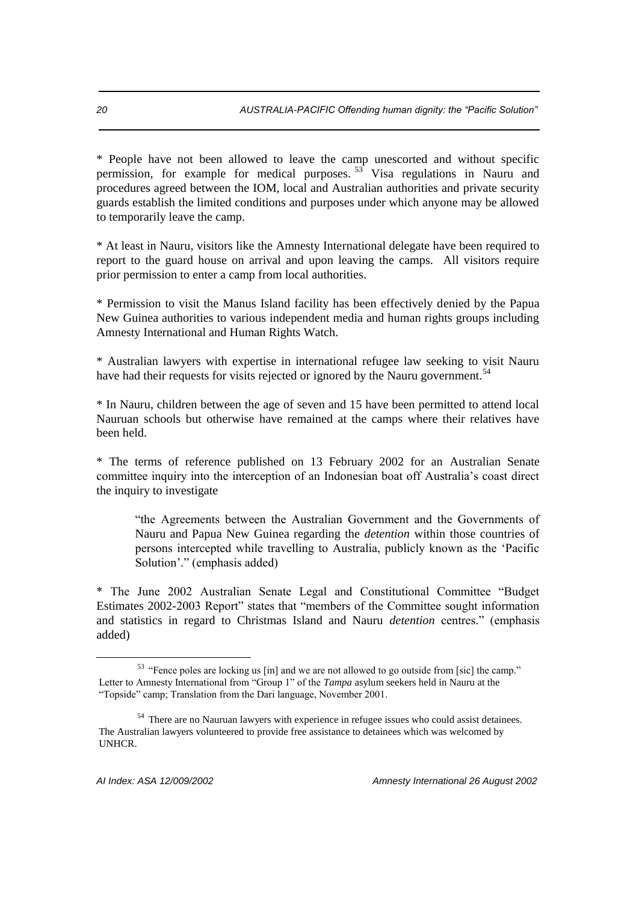* People have not been allowed to leave the camp unescorted and without specific permission, for example for medical purposes.[53] Visa regulations in Nauru and procedures agreed between the IOM, local and Australian authorities and private security guards establish the limited conditions and purposes under which anyone may be allowed to temporarily leave the camp.

* At least in Nauru, visitors like the Amnesty International delegate have been required to report to the guard house on arrival and upon leaving the camps. All visitors require prior permission to enter a camp from local authorities.

* Permission to visit the Manus Island facility has been effectively denied by the Papua New Guinea authorities to various independent media and human rights groups including Amnesty International and Human Rights Watch.

* Australian lawyers with expertise in international refugee law seeking to visit Nauru have had their requests for visits rejected or ignored by the Nauru government.[54]

* In Nauru, children between the age of seven and 15 have been permitted to attend local Nauruan schools but otherwise have remained at the camps where their relatives have been held.

* The terms of reference published on 13 February 2002 for an Australian Senate committee inquiry into the interception of an Indonesian boat off Australia's coast direct the inquiry to investigate

> "the Agreements between the Australian Government and the Governments of Nauru and Papua New Guinea regarding the *detention* within those countries of persons intercepted while travelling to Australia, publicly known as the 'Pacific Solution'." (emphasis added)

* The June 2002 Australian Senate Legal and Constitutional Committee "Budget Estimates 2002-2003 Report" states that "members of the Committee sought information and statistics in regard to Christmas Island and Nauru *detention* centres." (emphasis added)

---

[53] "Fence poles are locking us [in] and we are not allowed to go outside from [sic] the camp." Letter to Amnesty International from "Group 1" of the *Tampa* asylum seekers held in Nauru at the "Topside" camp; Translation from the Dari language, November 2001.

[54] There are no Nauruan lawyers with experience in refugee issues who could assist detainees. The Australian lawyers volunteered to provide free assistance to detainees which was welcomed by UNHCR.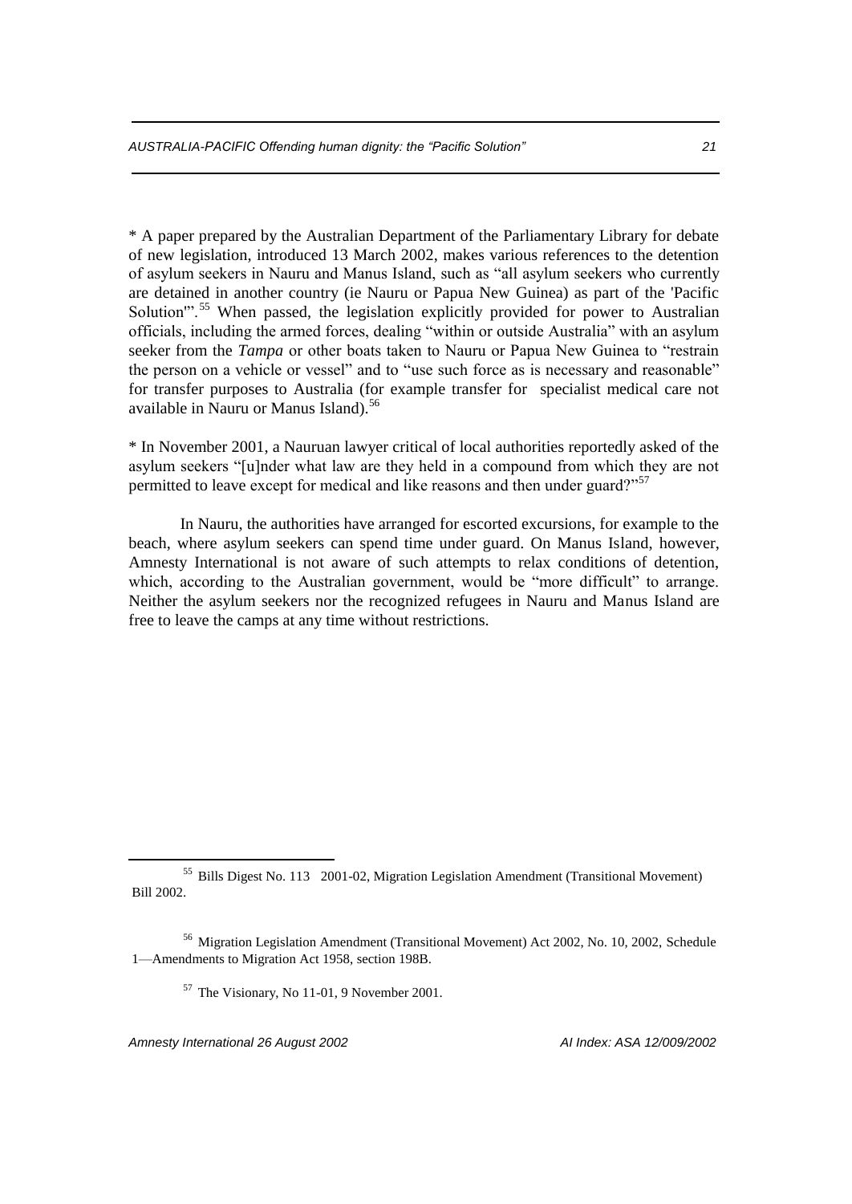* A paper prepared by the Australian Department of the Parliamentary Library for debate of new legislation, introduced 13 March 2002, makes various references to the detention of asylum seekers in Nauru and Manus Island, such as "all asylum seekers who currently are detained in another country (ie Nauru or Papua New Guinea) as part of the 'Pacific Solution'".[55] When passed, the legislation explicitly provided for power to Australian officials, including the armed forces, dealing "within or outside Australia" with an asylum seeker from the *Tampa* or other boats taken to Nauru or Papua New Guinea to "restrain the person on a vehicle or vessel" and to "use such force as is necessary and reasonable" for transfer purposes to Australia (for example transfer for specialist medical care not available in Nauru or Manus Island).[56]

* In November 2001, a Nauruan lawyer critical of local authorities reportedly asked of the asylum seekers "[u]nder what law are they held in a compound from which they are not permitted to leave except for medical and like reasons and then under guard?"[57]

In Nauru, the authorities have arranged for escorted excursions, for example to the beach, where asylum seekers can spend time under guard. On Manus Island, however, Amnesty International is not aware of such attempts to relax conditions of detention, which, according to the Australian government, would be "more difficult" to arrange. Neither the asylum seekers nor the recognized refugees in Nauru and Manus Island are free to leave the camps at any time without restrictions.

---

[55] Bills Digest No. 113 2001-02, Migration Legislation Amendment (Transitional Movement) Bill 2002.

[56] Migration Legislation Amendment (Transitional Movement) Act 2002, No. 10, 2002, Schedule 1—Amendments to Migration Act 1958, section 198B.

[57] The Visionary, No 11-01, 9 November 2001.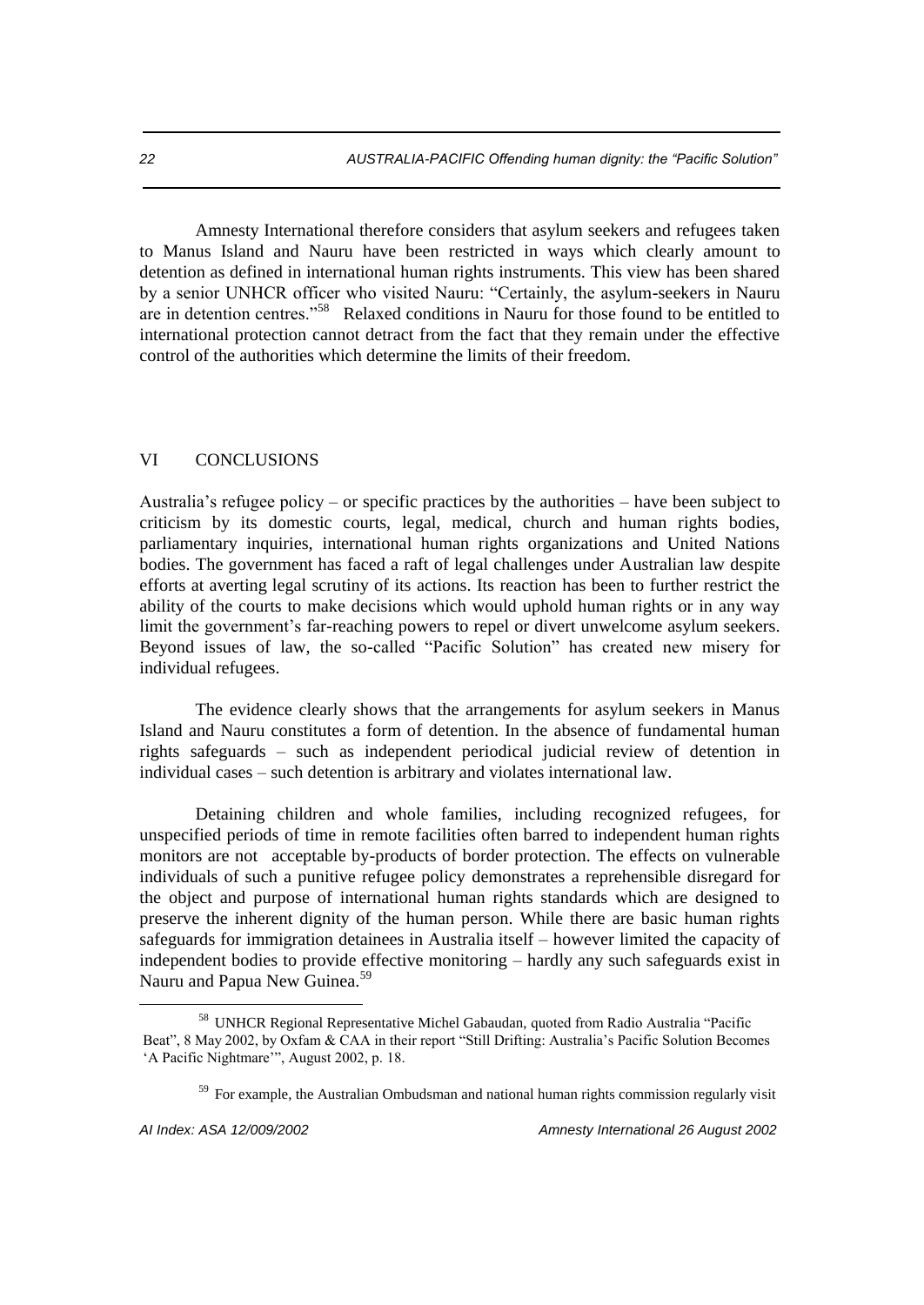Amnesty International therefore considers that asylum seekers and refugees taken to Manus Island and Nauru have been restricted in ways which clearly amount to detention as defined in international human rights instruments. This view has been shared by a senior UNHCR officer who visited Nauru: "Certainly, the asylum-seekers in Nauru are in detention centres."[58] Relaxed conditions in Nauru for those found to be entitled to international protection cannot detract from the fact that they remain under the effective control of the authorities which determine the limits of their freedom.

## VI CONCLUSIONS

Australia's refugee policy – or specific practices by the authorities – have been subject to criticism by its domestic courts, legal, medical, church and human rights bodies, parliamentary inquiries, international human rights organizations and United Nations bodies. The government has faced a raft of legal challenges under Australian law despite efforts at averting legal scrutiny of its actions. Its reaction has been to further restrict the ability of the courts to make decisions which would uphold human rights or in any way limit the government's far-reaching powers to repel or divert unwelcome asylum seekers. Beyond issues of law, the so-called "Pacific Solution" has created new misery for individual refugees.

The evidence clearly shows that the arrangements for asylum seekers in Manus Island and Nauru constitutes a form of detention. In the absence of fundamental human rights safeguards – such as independent periodical judicial review of detention in individual cases – such detention is arbitrary and violates international law.

Detaining children and whole families, including recognized refugees, for unspecified periods of time in remote facilities often barred to independent human rights monitors are not acceptable by-products of border protection. The effects on vulnerable individuals of such a punitive refugee policy demonstrates a reprehensible disregard for the object and purpose of international human rights standards which are designed to preserve the inherent dignity of the human person. While there are basic human rights safeguards for immigration detainees in Australia itself – however limited the capacity of independent bodies to provide effective monitoring – hardly any such safeguards exist in Nauru and Papua New Guinea.[59]

---

[58] UNHCR Regional Representative Michel Gabaudan, quoted from Radio Australia "Pacific Beat", 8 May 2002, by Oxfam & CAA in their report "Still Drifting: Australia's Pacific Solution Becomes 'A Pacific Nightmare'", August 2002, p. 18.

[59] For example, the Australian Ombudsman and national human rights commission regularly visit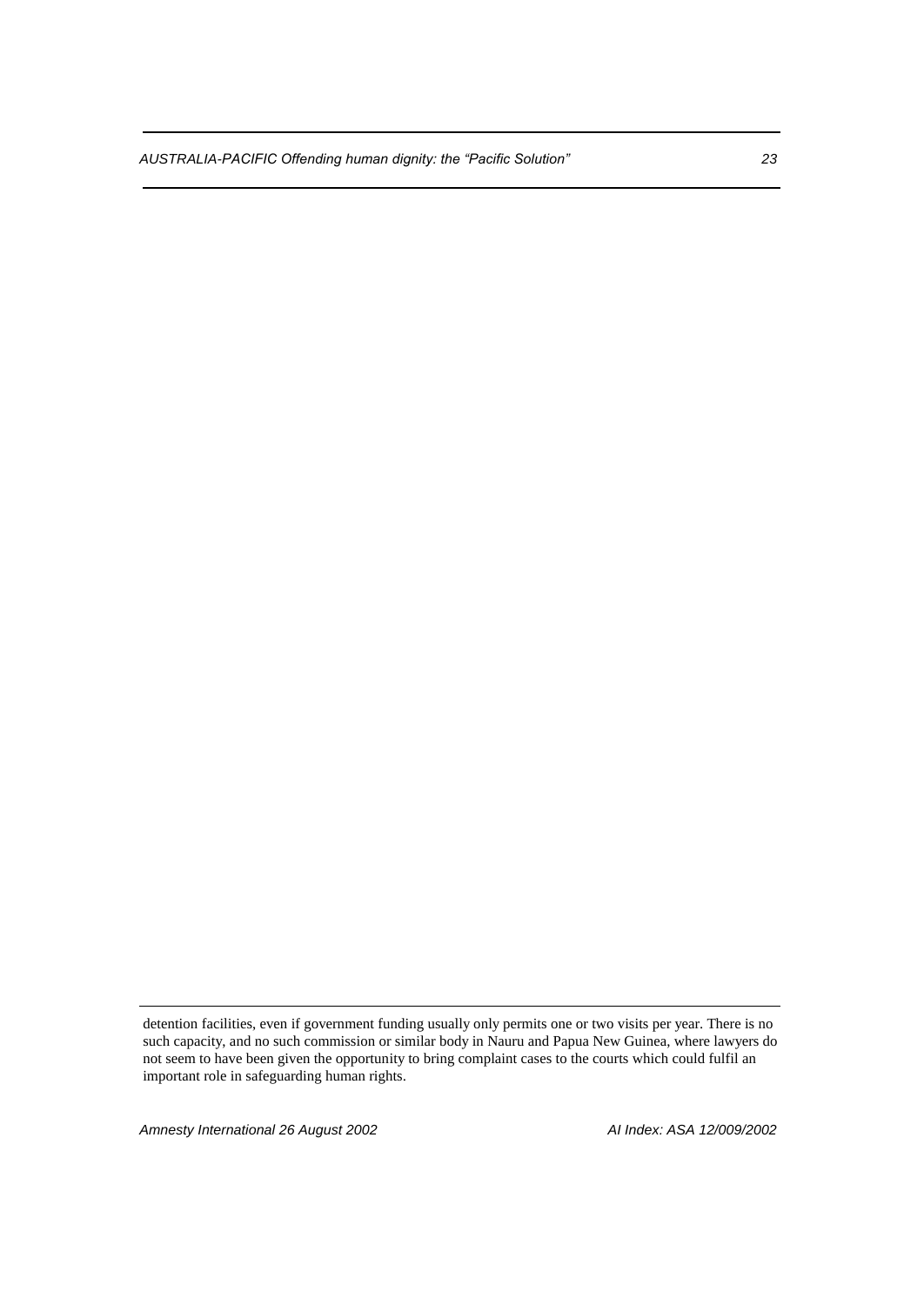detention facilities, even if government funding usually only permits one or two visits per year. There is no such capacity, and no such commission or similar body in Nauru and Papua New Guinea, where lawyers do not seem to have been given the opportunity to bring complaint cases to the courts which could fulfil an important role in safeguarding human rights.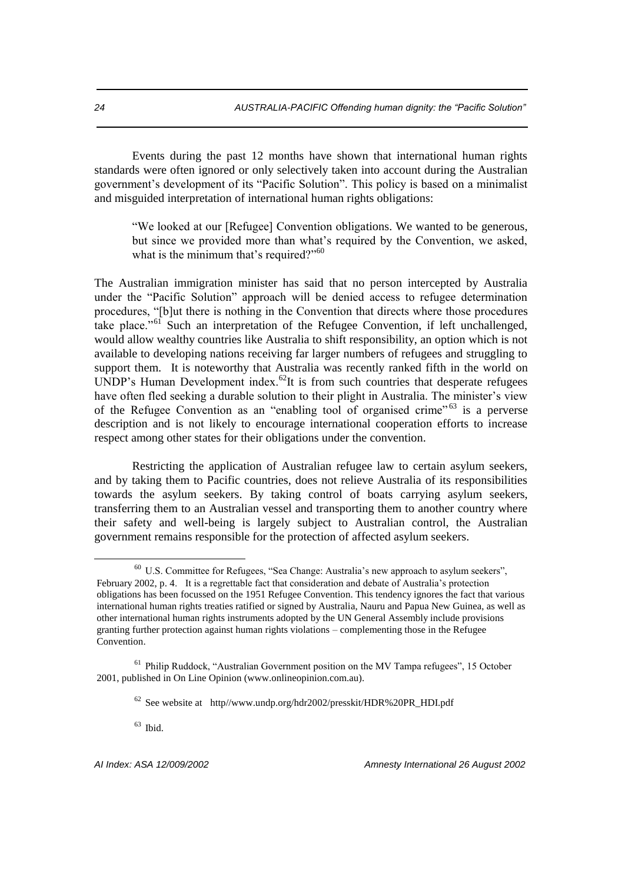Events during the past 12 months have shown that international human rights standards were often ignored or only selectively taken into account during the Australian government's development of its "Pacific Solution". This policy is based on a minimalist and misguided interpretation of international human rights obligations:

> "We looked at our [Refugee] Convention obligations. We wanted to be generous, but since we provided more than what's required by the Convention, we asked, what is the minimum that's required?"[60]

The Australian immigration minister has said that no person intercepted by Australia under the "Pacific Solution" approach will be denied access to refugee determination procedures, "[b]ut there is nothing in the Convention that directs where those procedures take place."[61] Such an interpretation of the Refugee Convention, if left unchallenged, would allow wealthy countries like Australia to shift responsibility, an option which is not available to developing nations receiving far larger numbers of refugees and struggling to support them. It is noteworthy that Australia was recently ranked fifth in the world on UNDP's Human Development index.[62] It is from such countries that desperate refugees have often fled seeking a durable solution to their plight in Australia. The minister's view of the Refugee Convention as an "enabling tool of organised crime"[63] is a perverse description and is not likely to encourage international cooperation efforts to increase respect among other states for their obligations under the convention.

Restricting the application of Australian refugee law to certain asylum seekers, and by taking them to Pacific countries, does not relieve Australia of its responsibilities towards the asylum seekers. By taking control of boats carrying asylum seekers, transferring them to an Australian vessel and transporting them to another country where their safety and well-being is largely subject to Australian control, the Australian government remains responsible for the protection of affected asylum seekers.

---

[60] U.S. Committee for Refugees, "Sea Change: Australia's new approach to asylum seekers", February 2002, p. 4. It is a regrettable fact that consideration and debate of Australia's protection obligations has been focussed on the 1951 Refugee Convention. This tendency ignores the fact that various international human rights treaties ratified or signed by Australia, Nauru and Papua New Guinea, as well as other international human rights instruments adopted by the UN General Assembly include provisions granting further protection against human rights violations – complementing those in the Refugee Convention.

[61] Philip Ruddock, "Australian Government position on the MV Tampa refugees", 15 October 2001, published in On Line Opinion (www.onlineopinion.com.au).

[62] See website at http//www.undp.org/hdr2002/presskit/HDR%20PR_HDI.pdf

[63] Ibid.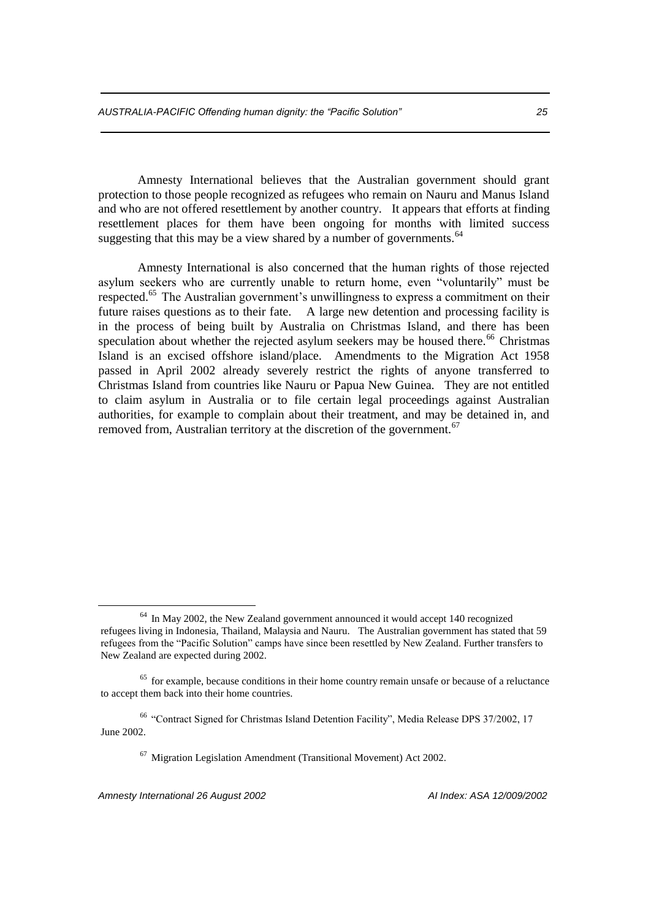Amnesty International believes that the Australian government should grant protection to those people recognized as refugees who remain on Nauru and Manus Island and who are not offered resettlement by another country. It appears that efforts at finding resettlement places for them have been ongoing for months with limited success suggesting that this may be a view shared by a number of governments.[64]

Amnesty International is also concerned that the human rights of those rejected asylum seekers who are currently unable to return home, even "voluntarily" must be respected.[65] The Australian government's unwillingness to express a commitment on their future raises questions as to their fate. A large new detention and processing facility is in the process of being built by Australia on Christmas Island, and there has been speculation about whether the rejected asylum seekers may be housed there.[66] Christmas Island is an excised offshore island/place. Amendments to the Migration Act 1958 passed in April 2002 already severely restrict the rights of anyone transferred to Christmas Island from countries like Nauru or Papua New Guinea. They are not entitled to claim asylum in Australia or to file certain legal proceedings against Australian authorities, for example to complain about their treatment, and may be detained in, and removed from, Australian territory at the discretion of the government.[67]

---

[64] In May 2002, the New Zealand government announced it would accept 140 recognized refugees living in Indonesia, Thailand, Malaysia and Nauru. The Australian government has stated that 59 refugees from the "Pacific Solution" camps have since been resettled by New Zealand. Further transfers to New Zealand are expected during 2002.

[65] for example, because conditions in their home country remain unsafe or because of a reluctance to accept them back into their home countries.

[66] "Contract Signed for Christmas Island Detention Facility", Media Release DPS 37/2002, 17 June 2002.

[67] Migration Legislation Amendment (Transitional Movement) Act 2002.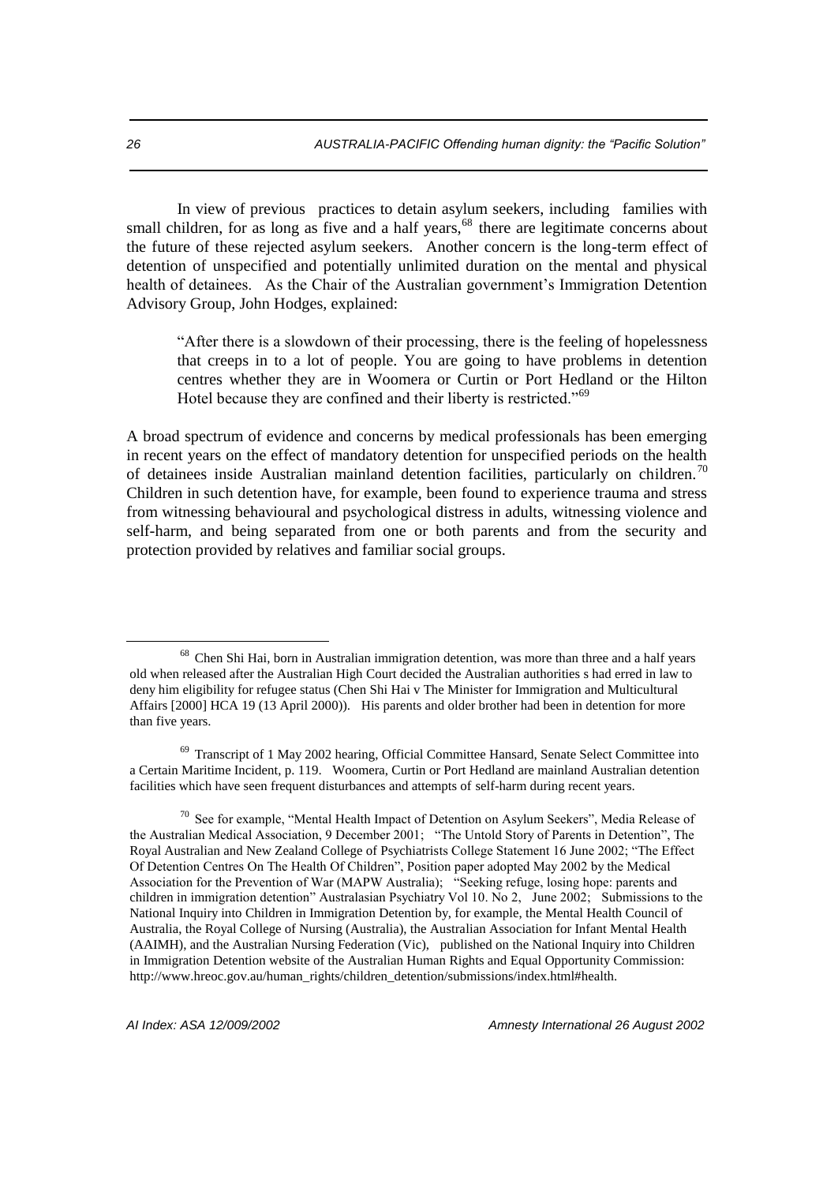In view of previous practices to detain asylum seekers, including families with small children, for as long as five and a half years,[68] there are legitimate concerns about the future of these rejected asylum seekers. Another concern is the long-term effect of detention of unspecified and potentially unlimited duration on the mental and physical health of detainees. As the Chair of the Australian government's Immigration Detention Advisory Group, John Hodges, explained:

> "After there is a slowdown of their processing, there is the feeling of hopelessness that creeps in to a lot of people. You are going to have problems in detention centres whether they are in Woomera or Curtin or Port Hedland or the Hilton Hotel because they are confined and their liberty is restricted."[69]

A broad spectrum of evidence and concerns by medical professionals has been emerging in recent years on the effect of mandatory detention for unspecified periods on the health of detainees inside Australian mainland detention facilities, particularly on children.[70] Children in such detention have, for example, been found to experience trauma and stress from witnessing behavioural and psychological distress in adults, witnessing violence and self-harm, and being separated from one or both parents and from the security and protection provided by relatives and familiar social groups.

---

[68] Chen Shi Hai, born in Australian immigration detention, was more than three and a half years old when released after the Australian High Court decided the Australian authorities s had erred in law to deny him eligibility for refugee status (Chen Shi Hai v The Minister for Immigration and Multicultural Affairs [2000] HCA 19 (13 April 2000)). His parents and older brother had been in detention for more than five years.

[69] Transcript of 1 May 2002 hearing, Official Committee Hansard, Senate Select Committee into a Certain Maritime Incident, p. 119. Woomera, Curtin or Port Hedland are mainland Australian detention facilities which have seen frequent disturbances and attempts of self-harm during recent years.

[70] See for example, "Mental Health Impact of Detention on Asylum Seekers", Media Release of the Australian Medical Association, 9 December 2001; "The Untold Story of Parents in Detention", The Royal Australian and New Zealand College of Psychiatrists College Statement 16 June 2002; "The Effect Of Detention Centres On The Health Of Children", Position paper adopted May 2002 by the Medical Association for the Prevention of War (MAPW Australia); "Seeking refuge, losing hope: parents and children in immigration detention" Australasian Psychiatry Vol 10. No 2, June 2002; Submissions to the National Inquiry into Children in Immigration Detention by, for example, the Mental Health Council of Australia, the Royal College of Nursing (Australia), the Australian Association for Infant Mental Health (AAIMH), and the Australian Nursing Federation (Vic), published on the National Inquiry into Children in Immigration Detention website of the Australian Human Rights and Equal Opportunity Commission: http://www.hreoc.gov.au/human_rights/children_detention/submissions/index.html#health.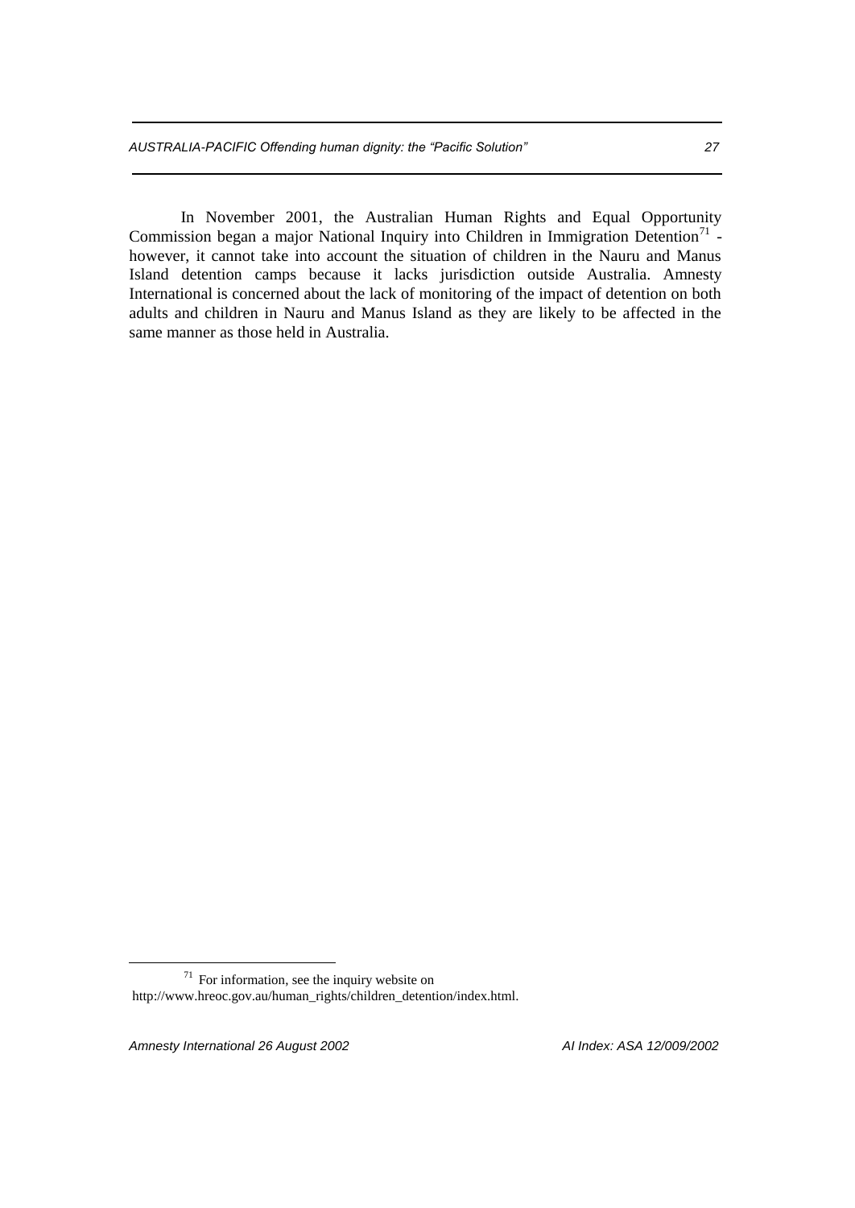In November 2001, the Australian Human Rights and Equal Opportunity Commission began a major National Inquiry into Children in Immigration Detention[71] - however, it cannot take into account the situation of children in the Nauru and Manus Island detention camps because it lacks jurisdiction outside Australia. Amnesty International is concerned about the lack of monitoring of the impact of detention on both adults and children in Nauru and Manus Island as they are likely to be affected in the same manner as those held in Australia.

---

[71] For information, see the inquiry website on http://www.hreoc.gov.au/human_rights/children_detention/index.html.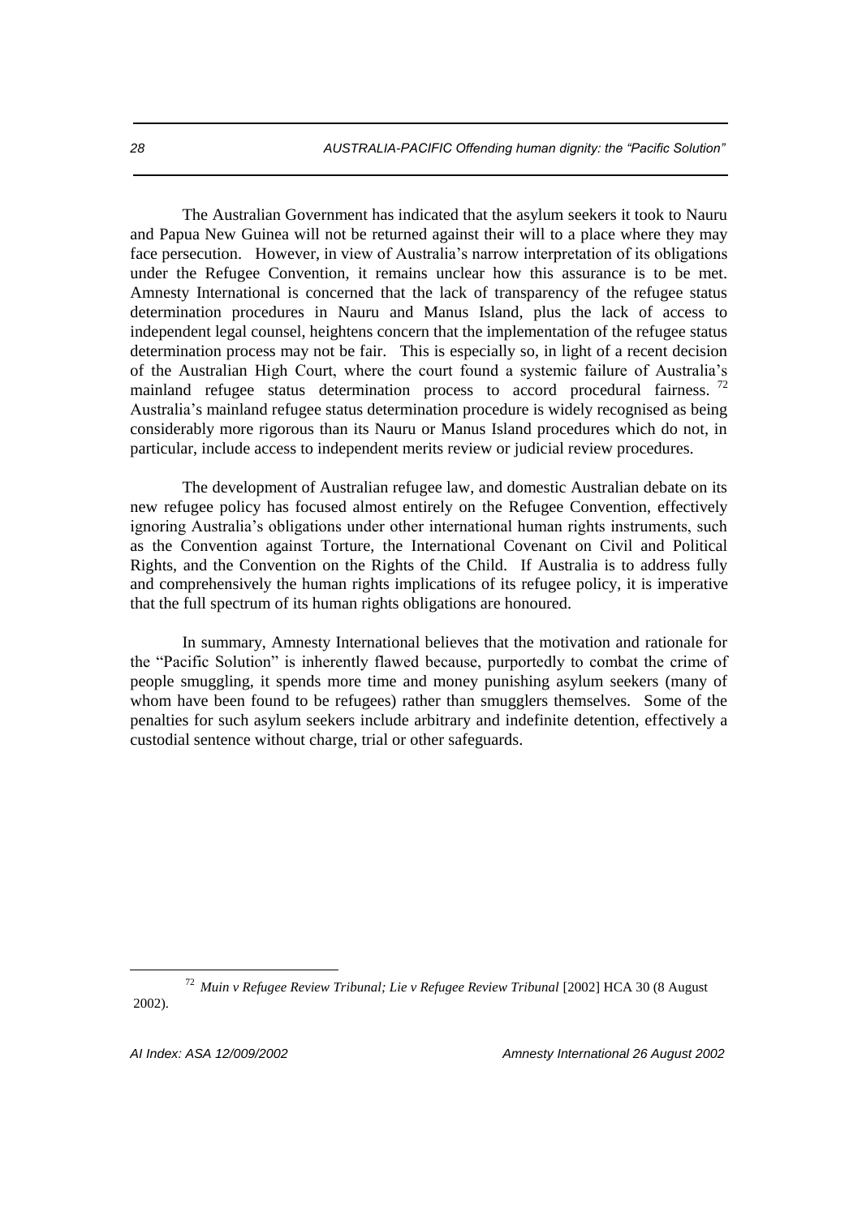The Australian Government has indicated that the asylum seekers it took to Nauru and Papua New Guinea will not be returned against their will to a place where they may face persecution. However, in view of Australia's narrow interpretation of its obligations under the Refugee Convention, it remains unclear how this assurance is to be met. Amnesty International is concerned that the lack of transparency of the refugee status determination procedures in Nauru and Manus Island, plus the lack of access to independent legal counsel, heightens concern that the implementation of the refugee status determination process may not be fair. This is especially so, in light of a recent decision of the Australian High Court, where the court found a systemic failure of Australia's mainland refugee status determination process to accord procedural fairness.[72] Australia's mainland refugee status determination procedure is widely recognised as being considerably more rigorous than its Nauru or Manus Island procedures which do not, in particular, include access to independent merits review or judicial review procedures.

The development of Australian refugee law, and domestic Australian debate on its new refugee policy has focused almost entirely on the Refugee Convention, effectively ignoring Australia's obligations under other international human rights instruments, such as the Convention against Torture, the International Covenant on Civil and Political Rights, and the Convention on the Rights of the Child. If Australia is to address fully and comprehensively the human rights implications of its refugee policy, it is imperative that the full spectrum of its human rights obligations are honoured.

In summary, Amnesty International believes that the motivation and rationale for the "Pacific Solution" is inherently flawed because, purportedly to combat the crime of people smuggling, it spends more time and money punishing asylum seekers (many of whom have been found to be refugees) rather than smugglers themselves. Some of the penalties for such asylum seekers include arbitrary and indefinite detention, effectively a custodial sentence without charge, trial or other safeguards.

---

[72] *Muin v Refugee Review Tribunal; Lie v Refugee Review Tribunal* [2002] HCA 30 (8 August 2002).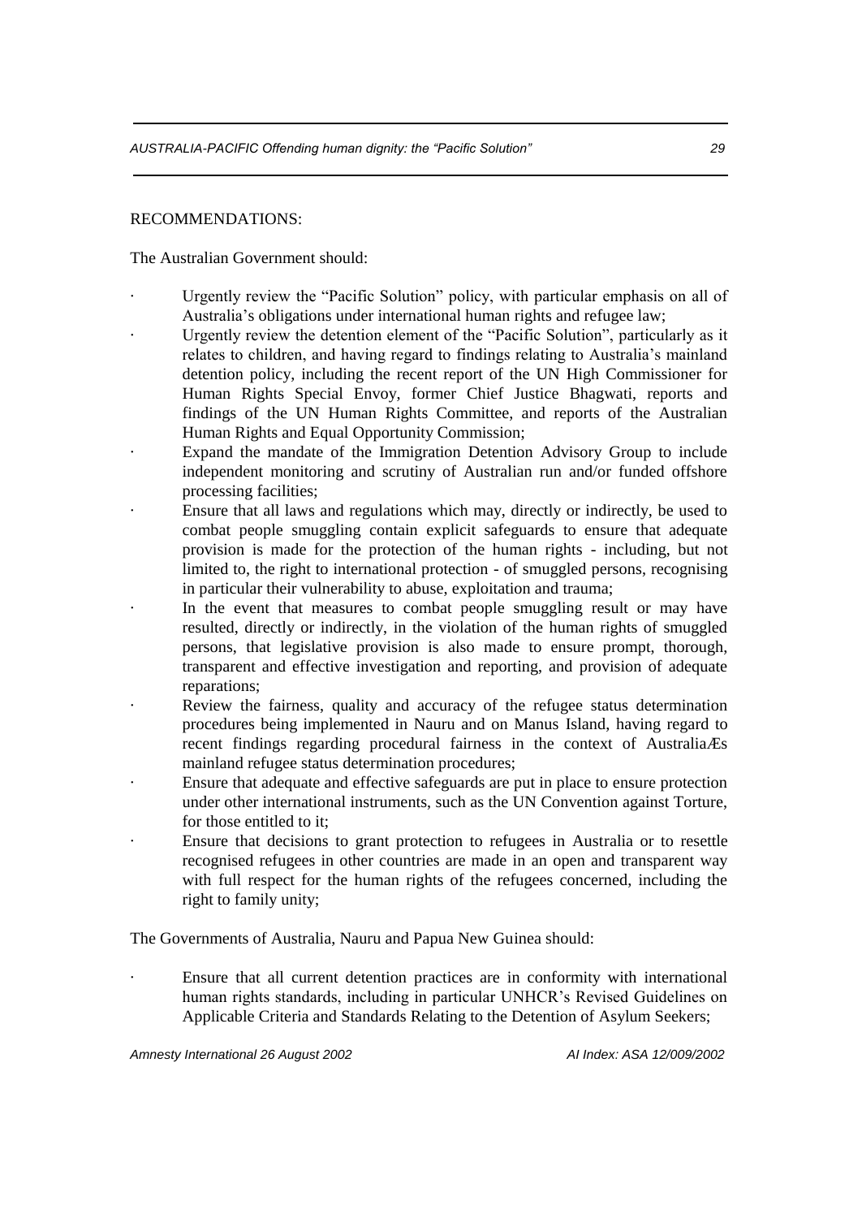RECOMMENDATIONS:

The Australian Government should:

- Urgently review the "Pacific Solution" policy, with particular emphasis on all of Australia's obligations under international human rights and refugee law;
- Urgently review the detention element of the "Pacific Solution", particularly as it relates to children, and having regard to findings relating to Australia's mainland detention policy, including the recent report of the UN High Commissioner for Human Rights Special Envoy, former Chief Justice Bhagwati, reports and findings of the UN Human Rights Committee, and reports of the Australian Human Rights and Equal Opportunity Commission;
- Expand the mandate of the Immigration Detention Advisory Group to include independent monitoring and scrutiny of Australian run and/or funded offshore processing facilities;
- Ensure that all laws and regulations which may, directly or indirectly, be used to combat people smuggling contain explicit safeguards to ensure that adequate provision is made for the protection of the human rights - including, but not limited to, the right to international protection - of smuggled persons, recognising in particular their vulnerability to abuse, exploitation and trauma;
- In the event that measures to combat people smuggling result or may have resulted, directly or indirectly, in the violation of the human rights of smuggled persons, that legislative provision is also made to ensure prompt, thorough, transparent and effective investigation and reporting, and provision of adequate reparations;
- Review the fairness, quality and accuracy of the refugee status determination procedures being implemented in Nauru and on Manus Island, having regard to recent findings regarding procedural fairness in the context of AustraliaÆs mainland refugee status determination procedures;
- Ensure that adequate and effective safeguards are put in place to ensure protection under other international instruments, such as the UN Convention against Torture, for those entitled to it;
- Ensure that decisions to grant protection to refugees in Australia or to resettle recognised refugees in other countries are made in an open and transparent way with full respect for the human rights of the refugees concerned, including the right to family unity;

The Governments of Australia, Nauru and Papua New Guinea should:

- Ensure that all current detention practices are in conformity with international human rights standards, including in particular UNHCR's Revised Guidelines on Applicable Criteria and Standards Relating to the Detention of Asylum Seekers;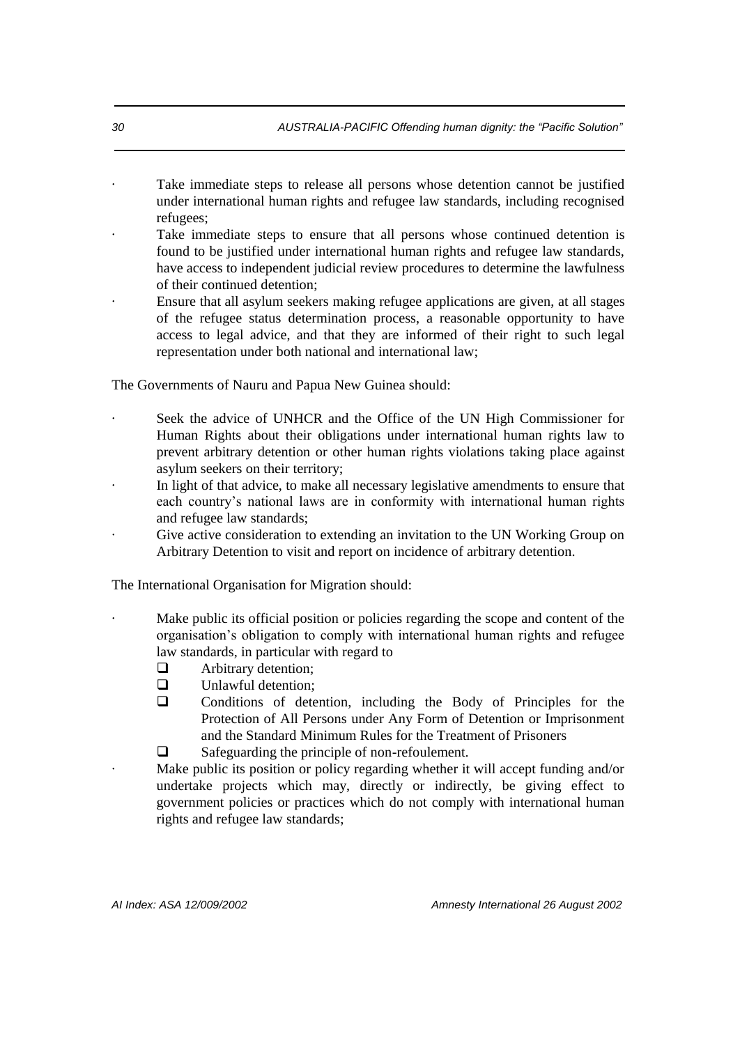- Take immediate steps to release all persons whose detention cannot be justified under international human rights and refugee law standards, including recognised refugees;
- Take immediate steps to ensure that all persons whose continued detention is found to be justified under international human rights and refugee law standards, have access to independent judicial review procedures to determine the lawfulness of their continued detention;
- Ensure that all asylum seekers making refugee applications are given, at all stages of the refugee status determination process, a reasonable opportunity to have access to legal advice, and that they are informed of their right to such legal representation under both national and international law;

The Governments of Nauru and Papua New Guinea should:

- Seek the advice of UNHCR and the Office of the UN High Commissioner for Human Rights about their obligations under international human rights law to prevent arbitrary detention or other human rights violations taking place against asylum seekers on their territory;
- In light of that advice, to make all necessary legislative amendments to ensure that each country's national laws are in conformity with international human rights and refugee law standards;
- Give active consideration to extending an invitation to the UN Working Group on Arbitrary Detention to visit and report on incidence of arbitrary detention.

The International Organisation for Migration should:

- Make public its official position or policies regarding the scope and content of the organisation's obligation to comply with international human rights and refugee law standards, in particular with regard to
  - Arbitrary detention;
  - Unlawful detention;
  - Conditions of detention, including the Body of Principles for the Protection of All Persons under Any Form of Detention or Imprisonment and the Standard Minimum Rules for the Treatment of Prisoners
  - Safeguarding the principle of non-refoulement.
- Make public its position or policy regarding whether it will accept funding and/or undertake projects which may, directly or indirectly, be giving effect to government policies or practices which do not comply with international human rights and refugee law standards;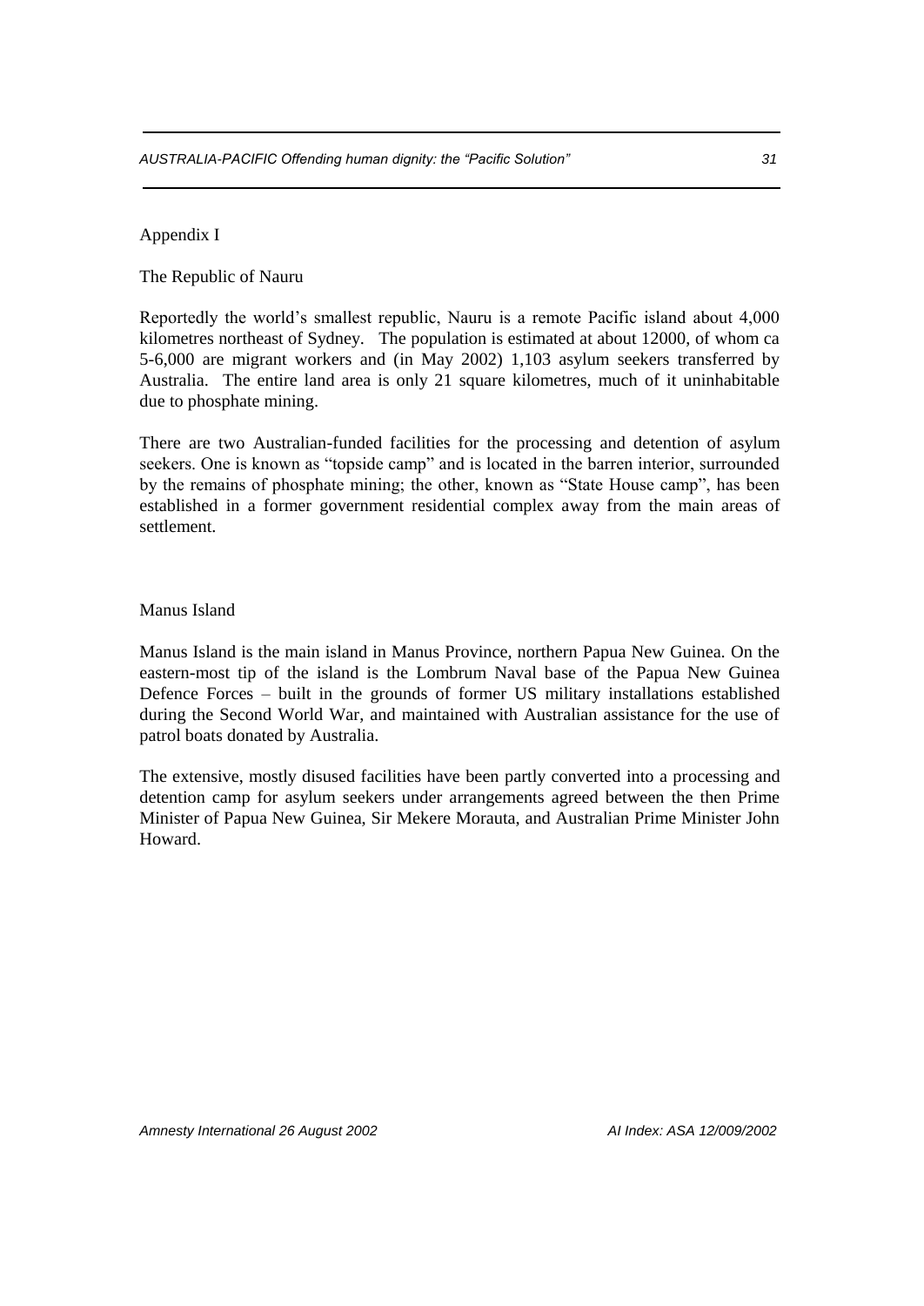## Appendix I

### The Republic of Nauru

Reportedly the world's smallest republic, Nauru is a remote Pacific island about 4,000 kilometres northeast of Sydney. The population is estimated at about 12000, of whom ca 5-6,000 are migrant workers and (in May 2002) 1,103 asylum seekers transferred by Australia. The entire land area is only 21 square kilometres, much of it uninhabitable due to phosphate mining.

There are two Australian-funded facilities for the processing and detention of asylum seekers. One is known as "topside camp" and is located in the barren interior, surrounded by the remains of phosphate mining; the other, known as "State House camp", has been established in a former government residential complex away from the main areas of settlement.

### Manus Island

Manus Island is the main island in Manus Province, northern Papua New Guinea. On the eastern-most tip of the island is the Lombrum Naval base of the Papua New Guinea Defence Forces – built in the grounds of former US military installations established during the Second World War, and maintained with Australian assistance for the use of patrol boats donated by Australia.

The extensive, mostly disused facilities have been partly converted into a processing and detention camp for asylum seekers under arrangements agreed between the then Prime Minister of Papua New Guinea, Sir Mekere Morauta, and Australian Prime Minister John Howard.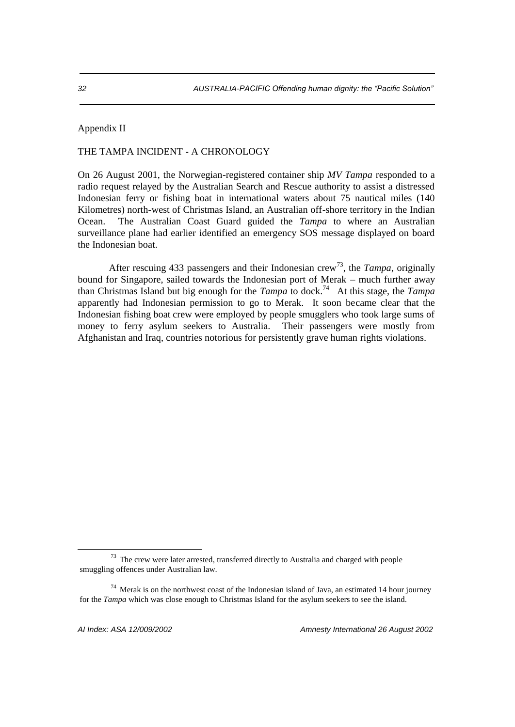Appendix II

THE TAMPA INCIDENT - A CHRONOLOGY

On 26 August 2001, the Norwegian-registered container ship *MV Tampa* responded to a radio request relayed by the Australian Search and Rescue authority to assist a distressed Indonesian ferry or fishing boat in international waters about 75 nautical miles (140 Kilometres) north-west of Christmas Island, an Australian off-shore territory in the Indian Ocean. The Australian Coast Guard guided the *Tampa* to where an Australian surveillance plane had earlier identified an emergency SOS message displayed on board the Indonesian boat.

After rescuing 433 passengers and their Indonesian crew[73], the *Tampa*, originally bound for Singapore, sailed towards the Indonesian port of Merak – much further away than Christmas Island but big enough for the *Tampa* to dock.[74] At this stage, the *Tampa* apparently had Indonesian permission to go to Merak. It soon became clear that the Indonesian fishing boat crew were employed by people smugglers who took large sums of money to ferry asylum seekers to Australia. Their passengers were mostly from Afghanistan and Iraq, countries notorious for persistently grave human rights violations.

---

[73] The crew were later arrested, transferred directly to Australia and charged with people smuggling offences under Australian law.

[74] Merak is on the northwest coast of the Indonesian island of Java, an estimated 14 hour journey for the *Tampa* which was close enough to Christmas Island for the asylum seekers to see the island.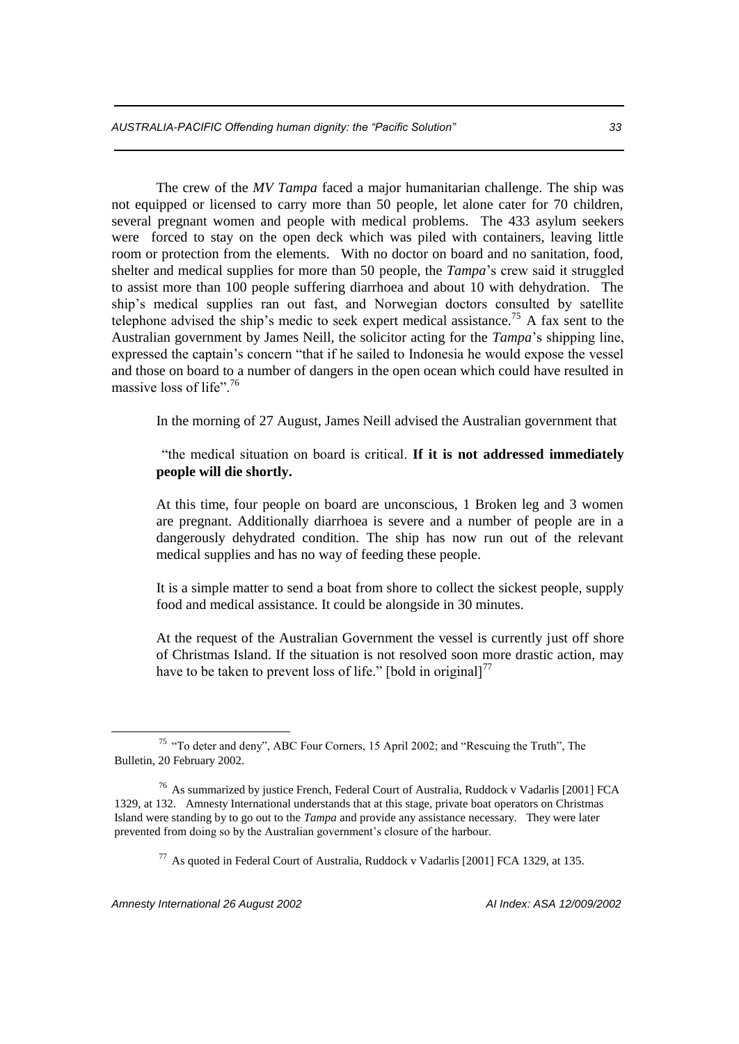The crew of the *MV Tampa* faced a major humanitarian challenge. The ship was not equipped or licensed to carry more than 50 people, let alone cater for 70 children, several pregnant women and people with medical problems. The 433 asylum seekers were forced to stay on the open deck which was piled with containers, leaving little room or protection from the elements. With no doctor on board and no sanitation, food, shelter and medical supplies for more than 50 people, the *Tampa*'s crew said it struggled to assist more than 100 people suffering diarrhoea and about 10 with dehydration. The ship's medical supplies ran out fast, and Norwegian doctors consulted by satellite telephone advised the ship's medic to seek expert medical assistance.[75] A fax sent to the Australian government by James Neill, the solicitor acting for the *Tampa*'s shipping line, expressed the captain's concern "that if he sailed to Indonesia he would expose the vessel and those on board to a number of dangers in the open ocean which could have resulted in massive loss of life".[76]

In the morning of 27 August, James Neill advised the Australian government that

> "the medical situation on board is critical. **If it is not addressed immediately people will die shortly.**
>
> At this time, four people on board are unconscious, 1 Broken leg and 3 women are pregnant. Additionally diarrhoea is severe and a number of people are in a dangerously dehydrated condition. The ship has now run out of the relevant medical supplies and has no way of feeding these people.
>
> It is a simple matter to send a boat from shore to collect the sickest people, supply food and medical assistance. It could be alongside in 30 minutes.
>
> At the request of the Australian Government the vessel is currently just off shore of Christmas Island. If the situation is not resolved soon more drastic action, may have to be taken to prevent loss of life." [bold in original][77]

---

[75] "To deter and deny", ABC Four Corners, 15 April 2002; and "Rescuing the Truth", The Bulletin, 20 February 2002.

[76] As summarized by justice French, Federal Court of Australia, Ruddock v Vadarlis [2001] FCA 1329, at 132. Amnesty International understands that at this stage, private boat operators on Christmas Island were standing by to go out to the *Tampa* and provide any assistance necessary. They were later prevented from doing so by the Australian government's closure of the harbour.

[77] As quoted in Federal Court of Australia, Ruddock v Vadarlis [2001] FCA 1329, at 135.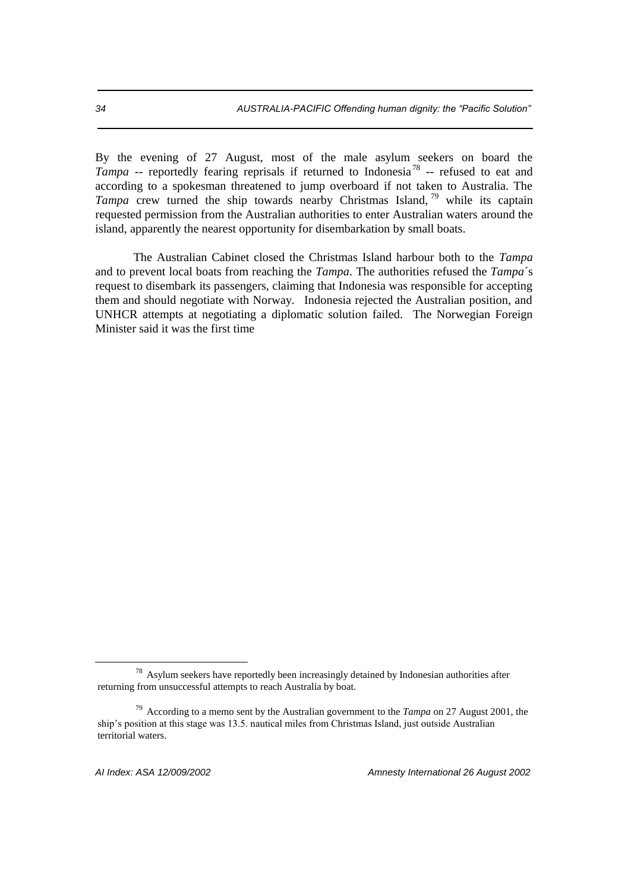By the evening of 27 August, most of the male asylum seekers on board the *Tampa* -- reportedly fearing reprisals if returned to Indonesia[78] -- refused to eat and according to a spokesman threatened to jump overboard if not taken to Australia. The *Tampa* crew turned the ship towards nearby Christmas Island,[79] while its captain requested permission from the Australian authorities to enter Australian waters around the island, apparently the nearest opportunity for disembarkation by small boats.

The Australian Cabinet closed the Christmas Island harbour both to the *Tampa* and to prevent local boats from reaching the *Tampa*. The authorities refused the *Tampa*´s request to disembark its passengers, claiming that Indonesia was responsible for accepting them and should negotiate with Norway. Indonesia rejected the Australian position, and UNHCR attempts at negotiating a diplomatic solution failed. The Norwegian Foreign Minister said it was the first time

---

[78] Asylum seekers have reportedly been increasingly detained by Indonesian authorities after returning from unsuccessful attempts to reach Australia by boat.

[79] According to a memo sent by the Australian government to the *Tampa* on 27 August 2001, the ship's position at this stage was 13.5. nautical miles from Christmas Island, just outside Australian territorial waters.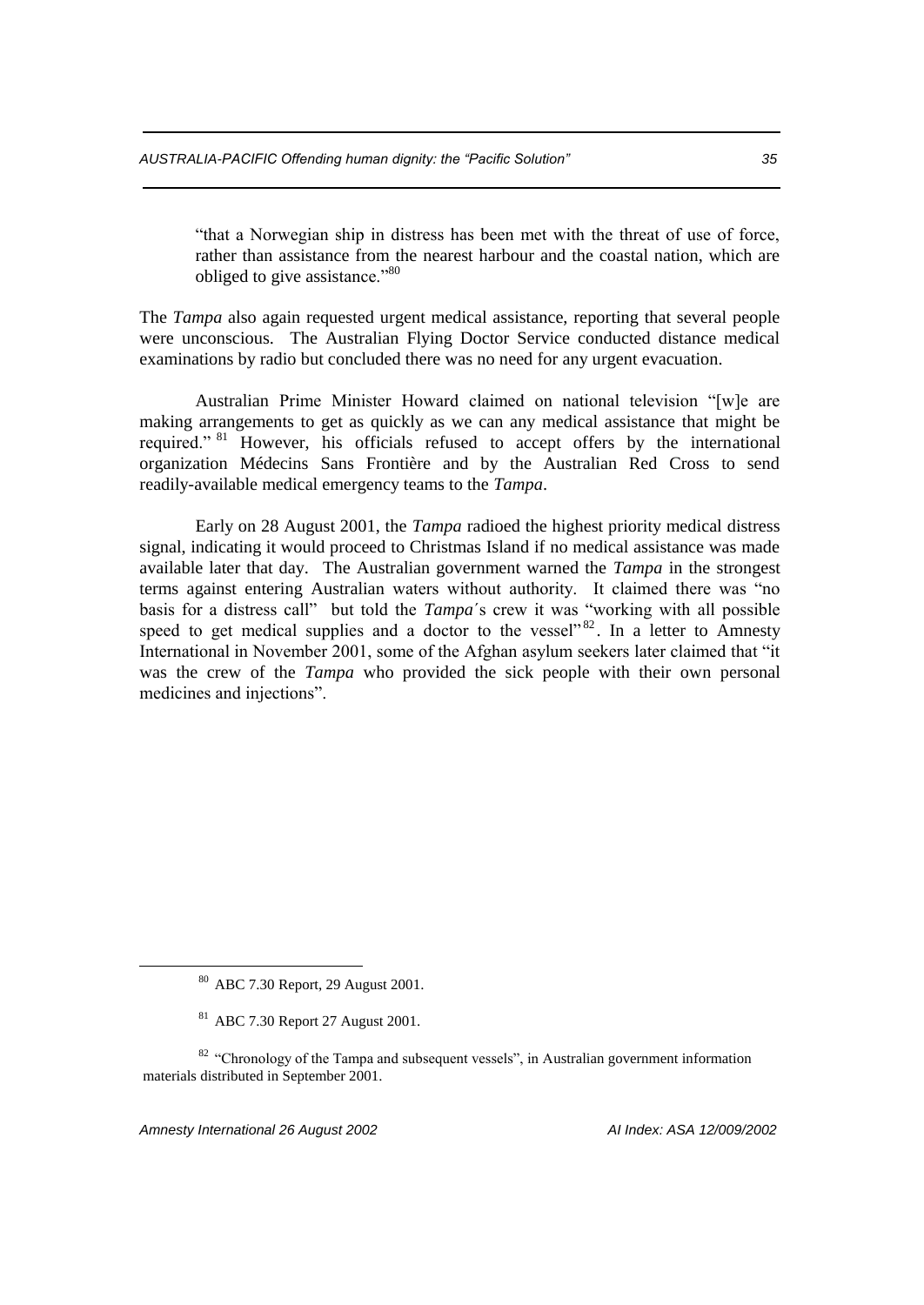> "that a Norwegian ship in distress has been met with the threat of use of force, rather than assistance from the nearest harbour and the coastal nation, which are obliged to give assistance."[80]

The *Tampa* also again requested urgent medical assistance, reporting that several people were unconscious. The Australian Flying Doctor Service conducted distance medical examinations by radio but concluded there was no need for any urgent evacuation.

Australian Prime Minister Howard claimed on national television "[w]e are making arrangements to get as quickly as we can any medical assistance that might be required."[81] However, his officials refused to accept offers by the international organization Médecins Sans Frontière and by the Australian Red Cross to send readily-available medical emergency teams to the *Tampa*.

Early on 28 August 2001, the *Tampa* radioed the highest priority medical distress signal, indicating it would proceed to Christmas Island if no medical assistance was made available later that day. The Australian government warned the *Tampa* in the strongest terms against entering Australian waters without authority. It claimed there was "no basis for a distress call" but told the *Tampa*´s crew it was "working with all possible speed to get medical supplies and a doctor to the vessel"[82]. In a letter to Amnesty International in November 2001, some of the Afghan asylum seekers later claimed that "it was the crew of the *Tampa* who provided the sick people with their own personal medicines and injections".

---

[80] ABC 7.30 Report, 29 August 2001.

[81] ABC 7.30 Report 27 August 2001.

[82] "Chronology of the Tampa and subsequent vessels", in Australian government information materials distributed in September 2001.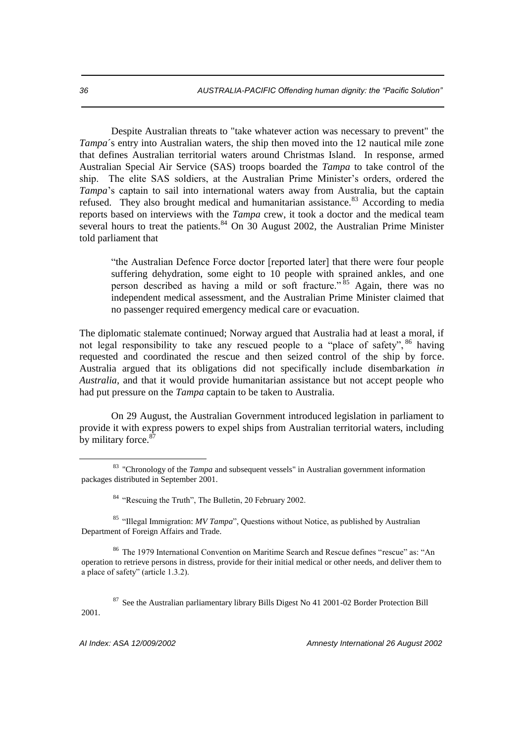Despite Australian threats to "take whatever action was necessary to prevent" the *Tampa´*s entry into Australian waters, the ship then moved into the 12 nautical mile zone that defines Australian territorial waters around Christmas Island. In response, armed Australian Special Air Service (SAS) troops boarded the *Tampa* to take control of the ship. The elite SAS soldiers, at the Australian Prime Minister's orders, ordered the *Tampa*'s captain to sail into international waters away from Australia, but the captain refused. They also brought medical and humanitarian assistance.[83] According to media reports based on interviews with the *Tampa* crew, it took a doctor and the medical team several hours to treat the patients.[84] On 30 August 2002, the Australian Prime Minister told parliament that

> "the Australian Defence Force doctor [reported later] that there were four people suffering dehydration, some eight to 10 people with sprained ankles, and one person described as having a mild or soft fracture."[85] Again, there was no independent medical assessment, and the Australian Prime Minister claimed that no passenger required emergency medical care or evacuation.

The diplomatic stalemate continued; Norway argued that Australia had at least a moral, if not legal responsibility to take any rescued people to a "place of safety",[86] having requested and coordinated the rescue and then seized control of the ship by force. Australia argued that its obligations did not specifically include disembarkation *in Australia*, and that it would provide humanitarian assistance but not accept people who had put pressure on the *Tampa* captain to be taken to Australia.

On 29 August, the Australian Government introduced legislation in parliament to provide it with express powers to expel ships from Australian territorial waters, including by military force.[87]

---

[83] "Chronology of the *Tampa* and subsequent vessels" in Australian government information packages distributed in September 2001.

[84] "Rescuing the Truth", The Bulletin, 20 February 2002.

[85] "Illegal Immigration: *MV Tampa*", Questions without Notice, as published by Australian Department of Foreign Affairs and Trade.

[86] The 1979 International Convention on Maritime Search and Rescue defines "rescue" as: "An operation to retrieve persons in distress, provide for their initial medical or other needs, and deliver them to a place of safety" (article 1.3.2).

[87] See the Australian parliamentary library Bills Digest No 41 2001-02 Border Protection Bill 2001.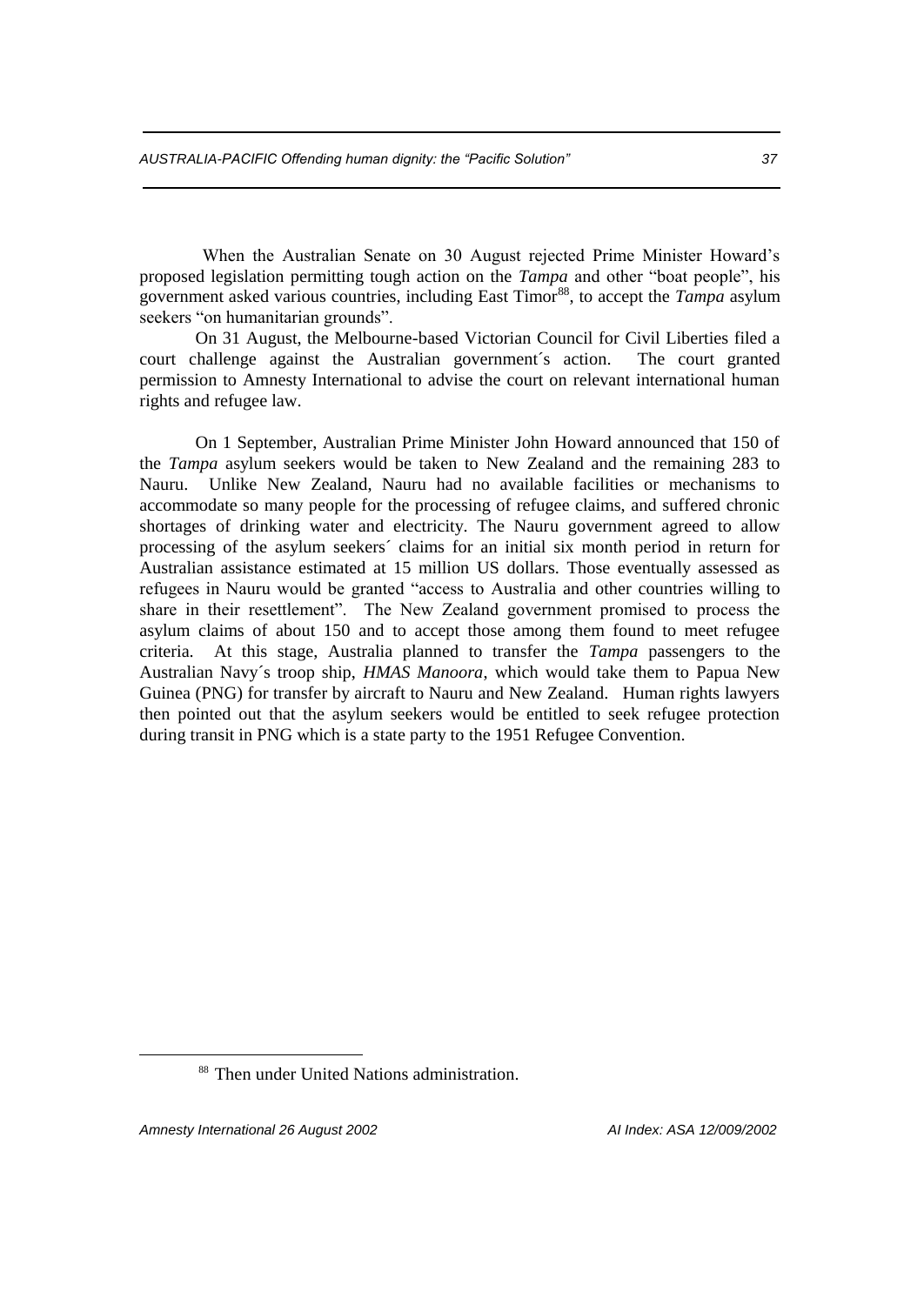When the Australian Senate on 30 August rejected Prime Minister Howard's proposed legislation permitting tough action on the *Tampa* and other "boat people", his government asked various countries, including East Timor[88], to accept the *Tampa* asylum seekers "on humanitarian grounds".

On 31 August, the Melbourne-based Victorian Council for Civil Liberties filed a court challenge against the Australian government´s action. The court granted permission to Amnesty International to advise the court on relevant international human rights and refugee law.

On 1 September, Australian Prime Minister John Howard announced that 150 of the *Tampa* asylum seekers would be taken to New Zealand and the remaining 283 to Nauru. Unlike New Zealand, Nauru had no available facilities or mechanisms to accommodate so many people for the processing of refugee claims, and suffered chronic shortages of drinking water and electricity. The Nauru government agreed to allow processing of the asylum seekers´ claims for an initial six month period in return for Australian assistance estimated at 15 million US dollars. Those eventually assessed as refugees in Nauru would be granted "access to Australia and other countries willing to share in their resettlement". The New Zealand government promised to process the asylum claims of about 150 and to accept those among them found to meet refugee criteria. At this stage, Australia planned to transfer the *Tampa* passengers to the Australian Navy´s troop ship, *HMAS Manoora*, which would take them to Papua New Guinea (PNG) for transfer by aircraft to Nauru and New Zealand. Human rights lawyers then pointed out that the asylum seekers would be entitled to seek refugee protection during transit in PNG which is a state party to the 1951 Refugee Convention.

[88] Then under United Nations administration.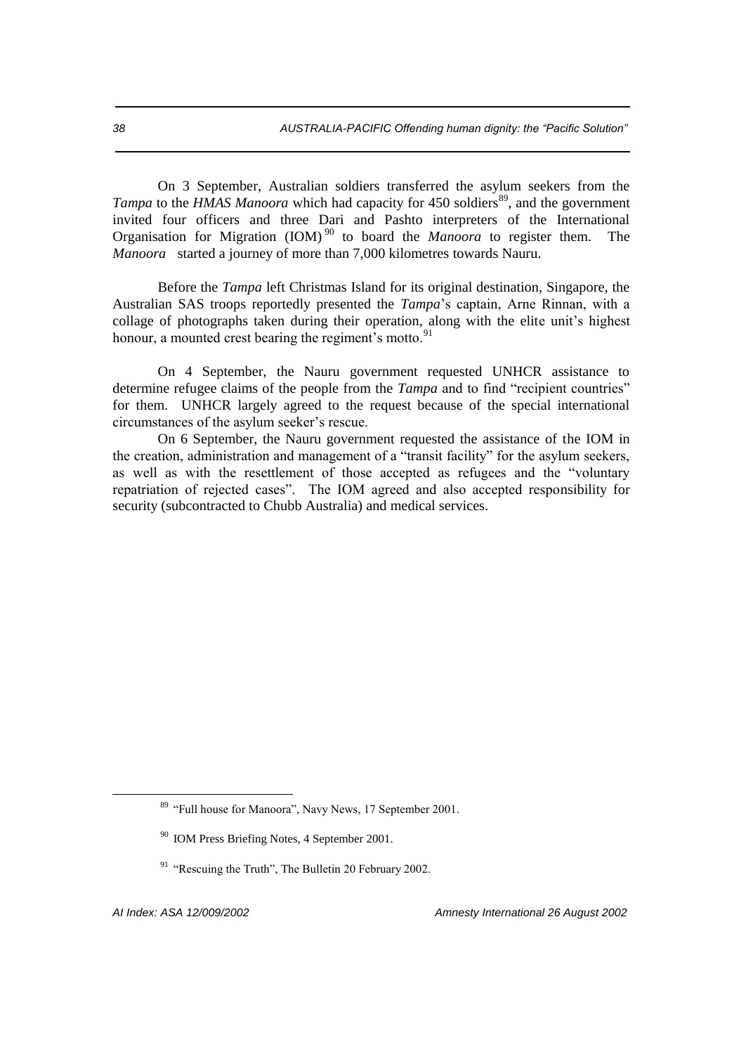On 3 September, Australian soldiers transferred the asylum seekers from the *Tampa* to the *HMAS Manoora* which had capacity for 450 soldiers[89], and the government invited four officers and three Dari and Pashto interpreters of the International Organisation for Migration (IOM)[90] to board the *Manoora* to register them. The *Manoora* started a journey of more than 7,000 kilometres towards Nauru.

Before the *Tampa* left Christmas Island for its original destination, Singapore, the Australian SAS troops reportedly presented the *Tampa*'s captain, Arne Rinnan, with a collage of photographs taken during their operation, along with the elite unit's highest honour, a mounted crest bearing the regiment's motto.[91]

On 4 September, the Nauru government requested UNHCR assistance to determine refugee claims of the people from the *Tampa* and to find "recipient countries" for them. UNHCR largely agreed to the request because of the special international circumstances of the asylum seeker's rescue.

On 6 September, the Nauru government requested the assistance of the IOM in the creation, administration and management of a "transit facility" for the asylum seekers, as well as with the resettlement of those accepted as refugees and the "voluntary repatriation of rejected cases". The IOM agreed and also accepted responsibility for security (subcontracted to Chubb Australia) and medical services.

---

[89] "Full house for Manoora", Navy News, 17 September 2001.

[90] IOM Press Briefing Notes, 4 September 2001.

[91] "Rescuing the Truth", The Bulletin 20 February 2002.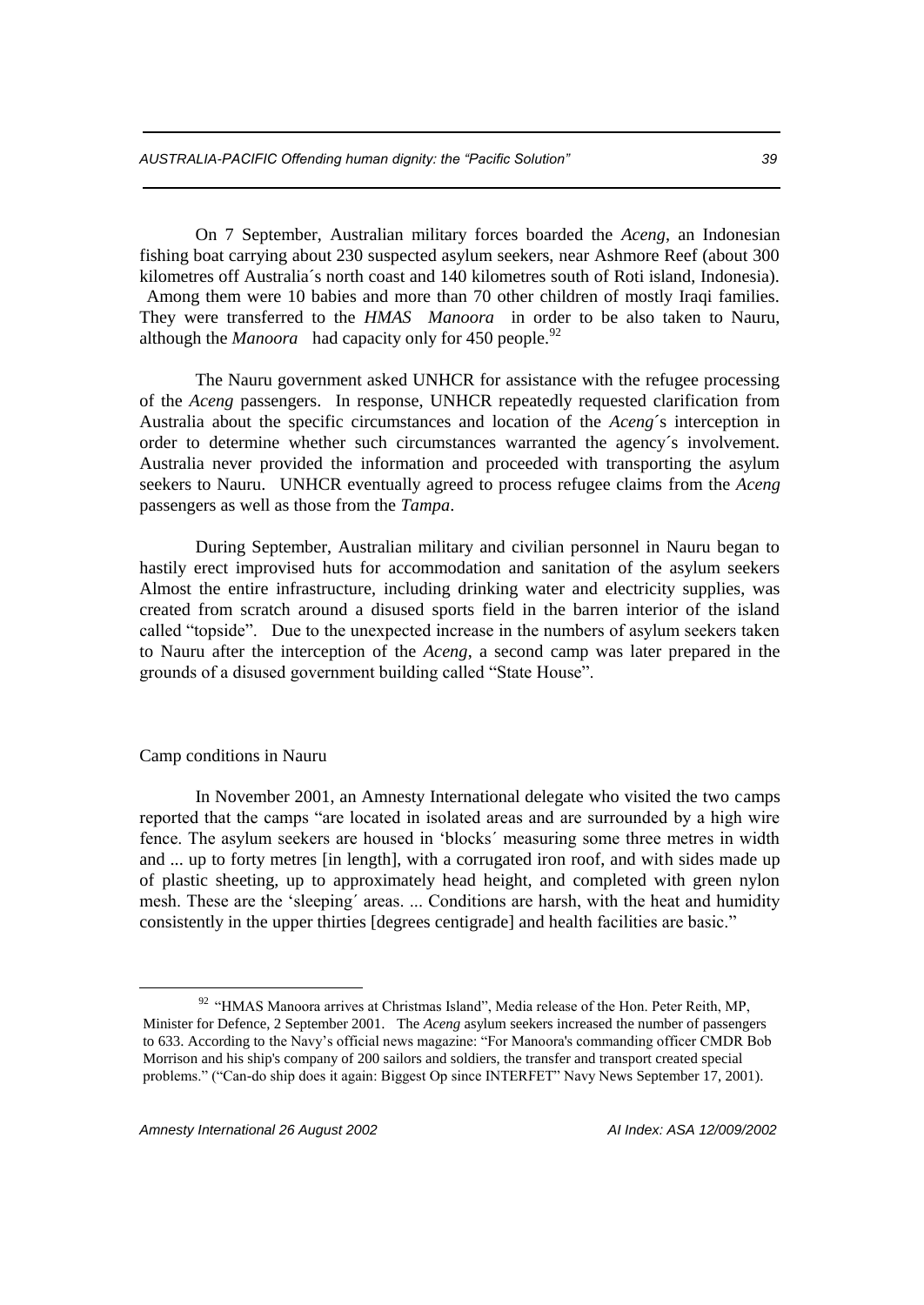On 7 September, Australian military forces boarded the *Aceng*, an Indonesian fishing boat carrying about 230 suspected asylum seekers, near Ashmore Reef (about 300 kilometres off Australia´s north coast and 140 kilometres south of Roti island, Indonesia). Among them were 10 babies and more than 70 other children of mostly Iraqi families. They were transferred to the *HMAS Manoora* in order to be also taken to Nauru, although the *Manoora* had capacity only for 450 people.[92]

The Nauru government asked UNHCR for assistance with the refugee processing of the *Aceng* passengers. In response, UNHCR repeatedly requested clarification from Australia about the specific circumstances and location of the *Aceng*´s interception in order to determine whether such circumstances warranted the agency´s involvement. Australia never provided the information and proceeded with transporting the asylum seekers to Nauru. UNHCR eventually agreed to process refugee claims from the *Aceng* passengers as well as those from the *Tampa*.

During September, Australian military and civilian personnel in Nauru began to hastily erect improvised huts for accommodation and sanitation of the asylum seekers Almost the entire infrastructure, including drinking water and electricity supplies, was created from scratch around a disused sports field in the barren interior of the island called "topside". Due to the unexpected increase in the numbers of asylum seekers taken to Nauru after the interception of the *Aceng*, a second camp was later prepared in the grounds of a disused government building called "State House".

## Camp conditions in Nauru

In November 2001, an Amnesty International delegate who visited the two camps reported that the camps "are located in isolated areas and are surrounded by a high wire fence. The asylum seekers are housed in 'blocks´ measuring some three metres in width and ... up to forty metres [in length], with a corrugated iron roof, and with sides made up of plastic sheeting, up to approximately head height, and completed with green nylon mesh. These are the 'sleeping´ areas. ... Conditions are harsh, with the heat and humidity consistently in the upper thirties [degrees centigrade] and health facilities are basic."

---

[92] "HMAS Manoora arrives at Christmas Island", Media release of the Hon. Peter Reith, MP, Minister for Defence, 2 September 2001. The *Aceng* asylum seekers increased the number of passengers to 633. According to the Navy's official news magazine: "For Manoora's commanding officer CMDR Bob Morrison and his ship's company of 200 sailors and soldiers, the transfer and transport created special problems." ("Can-do ship does it again: Biggest Op since INTERFET" Navy News September 17, 2001).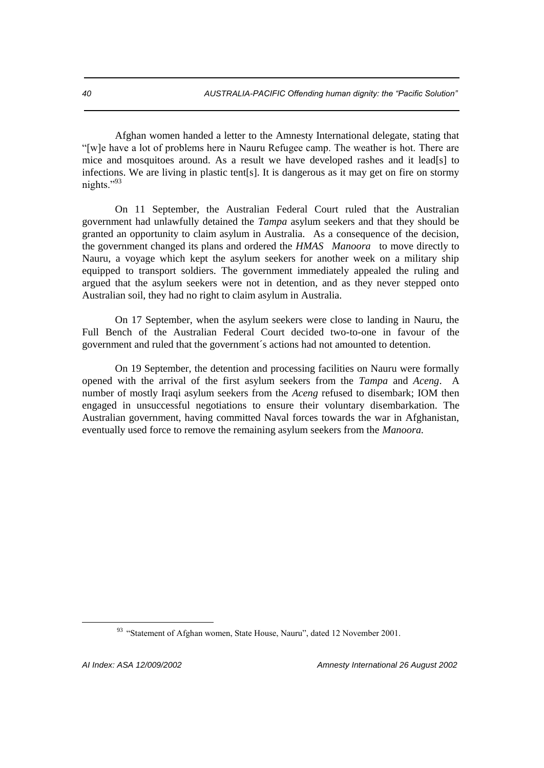Afghan women handed a letter to the Amnesty International delegate, stating that "[w]e have a lot of problems here in Nauru Refugee camp. The weather is hot. There are mice and mosquitoes around. As a result we have developed rashes and it lead[s] to infections. We are living in plastic tent[s]. It is dangerous as it may get on fire on stormy nights."[93]

On 11 September, the Australian Federal Court ruled that the Australian government had unlawfully detained the *Tampa* asylum seekers and that they should be granted an opportunity to claim asylum in Australia. As a consequence of the decision, the government changed its plans and ordered the *HMAS Manoora* to move directly to Nauru, a voyage which kept the asylum seekers for another week on a military ship equipped to transport soldiers. The government immediately appealed the ruling and argued that the asylum seekers were not in detention, and as they never stepped onto Australian soil, they had no right to claim asylum in Australia.

On 17 September, when the asylum seekers were close to landing in Nauru, the Full Bench of the Australian Federal Court decided two-to-one in favour of the government and ruled that the government´s actions had not amounted to detention.

On 19 September, the detention and processing facilities on Nauru were formally opened with the arrival of the first asylum seekers from the *Tampa* and *Aceng*. A number of mostly Iraqi asylum seekers from the *Aceng* refused to disembark; IOM then engaged in unsuccessful negotiations to ensure their voluntary disembarkation. The Australian government, having committed Naval forces towards the war in Afghanistan, eventually used force to remove the remaining asylum seekers from the *Manoora.*

[93] "Statement of Afghan women, State House, Nauru", dated 12 November 2001.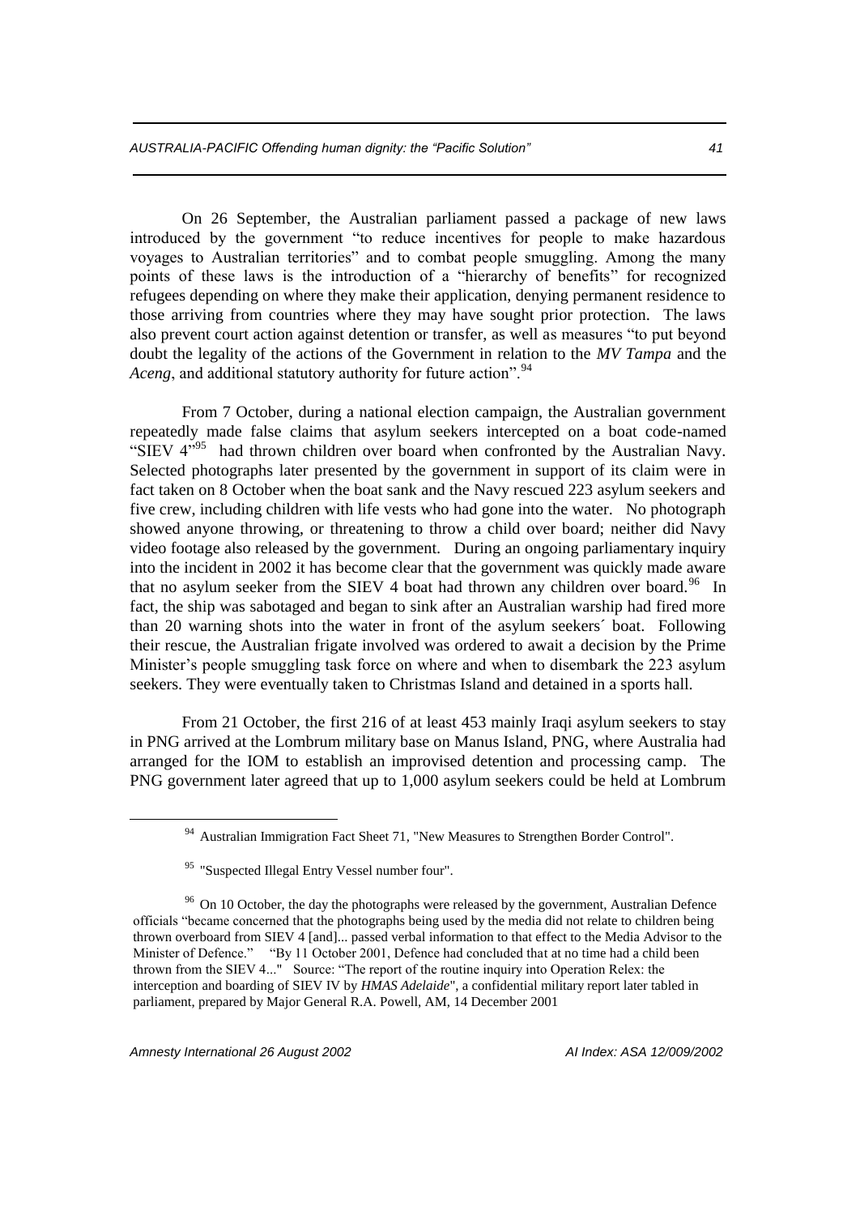On 26 September, the Australian parliament passed a package of new laws introduced by the government "to reduce incentives for people to make hazardous voyages to Australian territories" and to combat people smuggling. Among the many points of these laws is the introduction of a "hierarchy of benefits" for recognized refugees depending on where they make their application, denying permanent residence to those arriving from countries where they may have sought prior protection. The laws also prevent court action against detention or transfer, as well as measures "to put beyond doubt the legality of the actions of the Government in relation to the *MV Tampa* and the *Aceng*, and additional statutory authority for future action".[94]

From 7 October, during a national election campaign, the Australian government repeatedly made false claims that asylum seekers intercepted on a boat code-named "SIEV 4"[95] had thrown children over board when confronted by the Australian Navy. Selected photographs later presented by the government in support of its claim were in fact taken on 8 October when the boat sank and the Navy rescued 223 asylum seekers and five crew, including children with life vests who had gone into the water. No photograph showed anyone throwing, or threatening to throw a child over board; neither did Navy video footage also released by the government. During an ongoing parliamentary inquiry into the incident in 2002 it has become clear that the government was quickly made aware that no asylum seeker from the SIEV 4 boat had thrown any children over board.[96] In fact, the ship was sabotaged and began to sink after an Australian warship had fired more than 20 warning shots into the water in front of the asylum seekers´ boat. Following their rescue, the Australian frigate involved was ordered to await a decision by the Prime Minister's people smuggling task force on where and when to disembark the 223 asylum seekers. They were eventually taken to Christmas Island and detained in a sports hall.

From 21 October, the first 216 of at least 453 mainly Iraqi asylum seekers to stay in PNG arrived at the Lombrum military base on Manus Island, PNG, where Australia had arranged for the IOM to establish an improvised detention and processing camp. The PNG government later agreed that up to 1,000 asylum seekers could be held at Lombrum

---

[94] Australian Immigration Fact Sheet 71, "New Measures to Strengthen Border Control".

[95] "Suspected Illegal Entry Vessel number four".

[96] On 10 October, the day the photographs were released by the government, Australian Defence officials "became concerned that the photographs being used by the media did not relate to children being thrown overboard from SIEV 4 [and]... passed verbal information to that effect to the Media Advisor to the Minister of Defence." "By 11 October 2001, Defence had concluded that at no time had a child been thrown from the SIEV 4..." Source: "The report of the routine inquiry into Operation Relex: the interception and boarding of SIEV IV by *HMAS Adelaide*", a confidential military report later tabled in parliament, prepared by Major General R.A. Powell, AM, 14 December 2001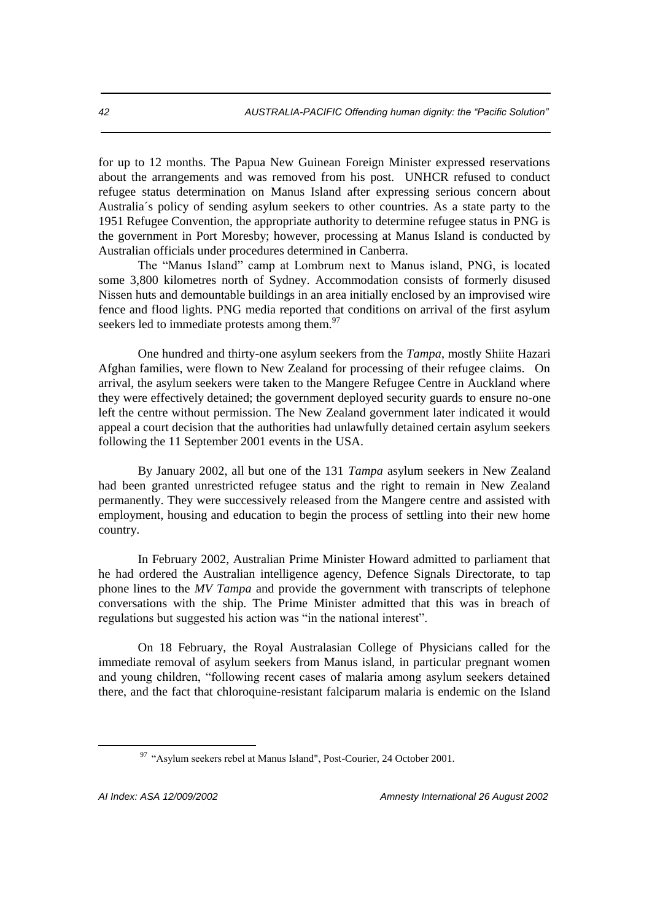for up to 12 months. The Papua New Guinean Foreign Minister expressed reservations about the arrangements and was removed from his post. UNHCR refused to conduct refugee status determination on Manus Island after expressing serious concern about Australia´s policy of sending asylum seekers to other countries. As a state party to the 1951 Refugee Convention, the appropriate authority to determine refugee status in PNG is the government in Port Moresby; however, processing at Manus Island is conducted by Australian officials under procedures determined in Canberra.

The "Manus Island" camp at Lombrum next to Manus island, PNG, is located some 3,800 kilometres north of Sydney. Accommodation consists of formerly disused Nissen huts and demountable buildings in an area initially enclosed by an improvised wire fence and flood lights. PNG media reported that conditions on arrival of the first asylum seekers led to immediate protests among them.[97]

One hundred and thirty-one asylum seekers from the *Tampa*, mostly Shiite Hazari Afghan families, were flown to New Zealand for processing of their refugee claims. On arrival, the asylum seekers were taken to the Mangere Refugee Centre in Auckland where they were effectively detained; the government deployed security guards to ensure no-one left the centre without permission. The New Zealand government later indicated it would appeal a court decision that the authorities had unlawfully detained certain asylum seekers following the 11 September 2001 events in the USA.

By January 2002, all but one of the 131 *Tampa* asylum seekers in New Zealand had been granted unrestricted refugee status and the right to remain in New Zealand permanently. They were successively released from the Mangere centre and assisted with employment, housing and education to begin the process of settling into their new home country.

In February 2002, Australian Prime Minister Howard admitted to parliament that he had ordered the Australian intelligence agency, Defence Signals Directorate, to tap phone lines to the *MV Tampa* and provide the government with transcripts of telephone conversations with the ship. The Prime Minister admitted that this was in breach of regulations but suggested his action was "in the national interest".

On 18 February, the Royal Australasian College of Physicians called for the immediate removal of asylum seekers from Manus island, in particular pregnant women and young children, "following recent cases of malaria among asylum seekers detained there, and the fact that chloroquine-resistant falciparum malaria is endemic on the Island

[97] "Asylum seekers rebel at Manus Island", Post-Courier, 24 October 2001.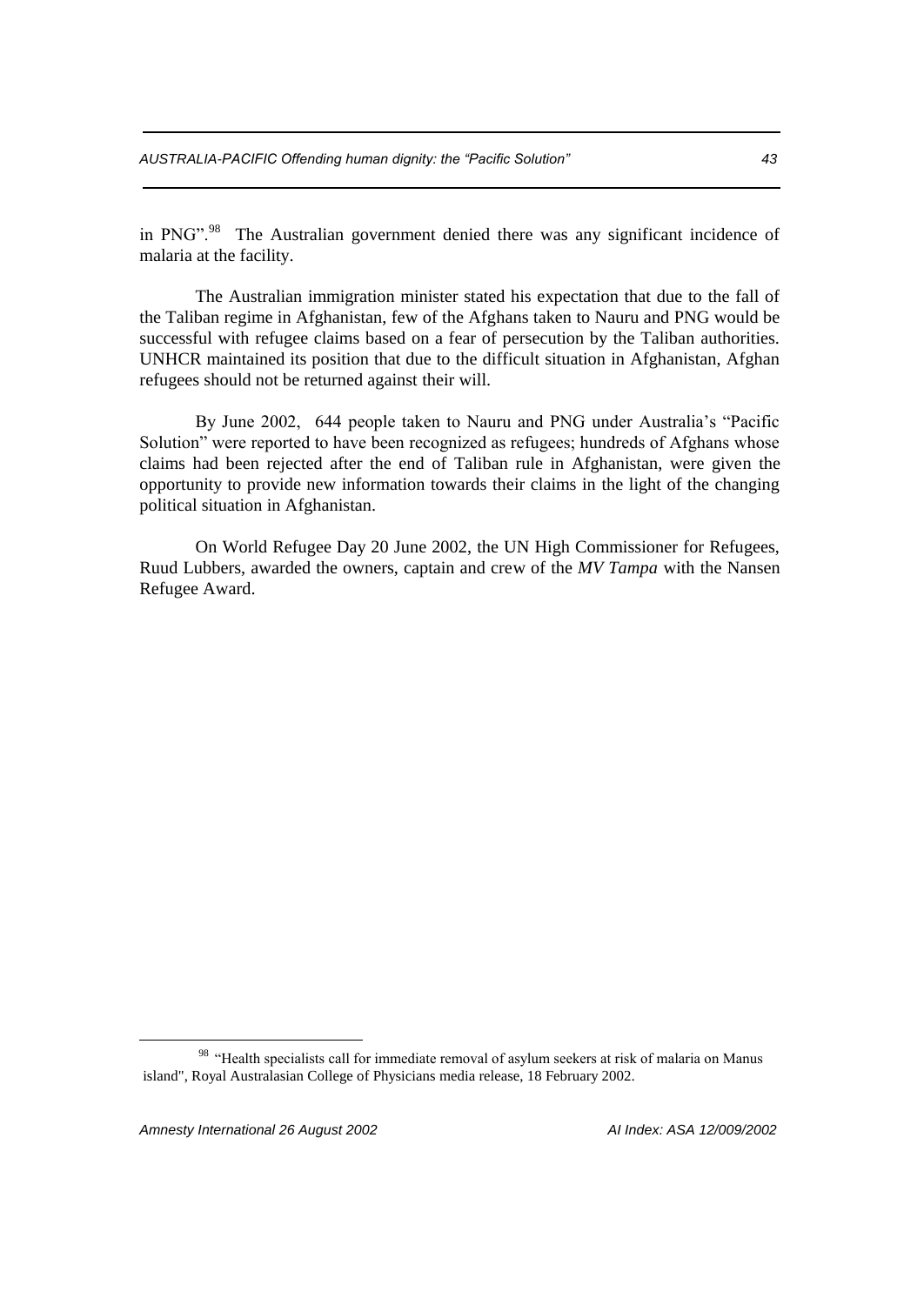in PNG".[98] The Australian government denied there was any significant incidence of malaria at the facility.

The Australian immigration minister stated his expectation that due to the fall of the Taliban regime in Afghanistan, few of the Afghans taken to Nauru and PNG would be successful with refugee claims based on a fear of persecution by the Taliban authorities. UNHCR maintained its position that due to the difficult situation in Afghanistan, Afghan refugees should not be returned against their will.

By June 2002, 644 people taken to Nauru and PNG under Australia's "Pacific Solution" were reported to have been recognized as refugees; hundreds of Afghans whose claims had been rejected after the end of Taliban rule in Afghanistan, were given the opportunity to provide new information towards their claims in the light of the changing political situation in Afghanistan.

On World Refugee Day 20 June 2002, the UN High Commissioner for Refugees, Ruud Lubbers, awarded the owners, captain and crew of the *MV Tampa* with the Nansen Refugee Award.

---

[98] "Health specialists call for immediate removal of asylum seekers at risk of malaria on Manus island", Royal Australasian College of Physicians media release, 18 February 2002.